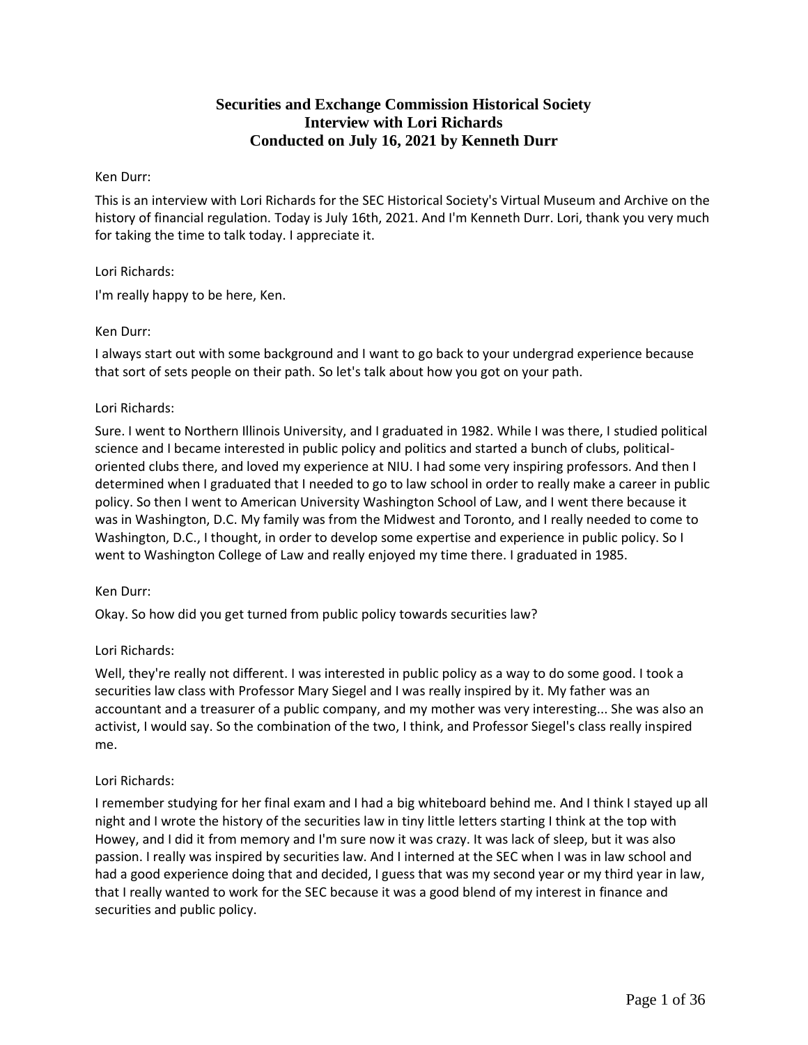# Securities and Exchange Commission Historical Society
# Interview with Lori Richards
# Conducted on July 16, 2021 by Kenneth Durr

Ken Durr:

This is an interview with Lori Richards for the SEC Historical Society's Virtual Museum and Archive on the history of financial regulation. Today is July 16th, 2021. And I'm Kenneth Durr. Lori, thank you very much for taking the time to talk today. I appreciate it.

Lori Richards:

I'm really happy to be here, Ken.

Ken Durr:

I always start out with some background and I want to go back to your undergrad experience because that sort of sets people on their path. So let's talk about how you got on your path.

Lori Richards:

Sure. I went to Northern Illinois University, and I graduated in 1982. While I was there, I studied political science and I became interested in public policy and politics and started a bunch of clubs, political-oriented clubs there, and loved my experience at NIU. I had some very inspiring professors. And then I determined when I graduated that I needed to go to law school in order to really make a career in public policy. So then I went to American University Washington School of Law, and I went there because it was in Washington, D.C. My family was from the Midwest and Toronto, and I really needed to come to Washington, D.C., I thought, in order to develop some expertise and experience in public policy. So I went to Washington College of Law and really enjoyed my time there. I graduated in 1985.

Ken Durr:

Okay. So how did you get turned from public policy towards securities law?

Lori Richards:

Well, they're really not different. I was interested in public policy as a way to do some good. I took a securities law class with Professor Mary Siegel and I was really inspired by it. My father was an accountant and a treasurer of a public company, and my mother was very interesting... She was also an activist, I would say. So the combination of the two, I think, and Professor Siegel's class really inspired me.

Lori Richards:

I remember studying for her final exam and I had a big whiteboard behind me. And I think I stayed up all night and I wrote the history of the securities law in tiny little letters starting I think at the top with Howey, and I did it from memory and I'm sure now it was crazy. It was lack of sleep, but it was also passion. I really was inspired by securities law. And I interned at the SEC when I was in law school and had a good experience doing that and decided, I guess that was my second year or my third year in law, that I really wanted to work for the SEC because it was a good blend of my interest in finance and securities and public policy.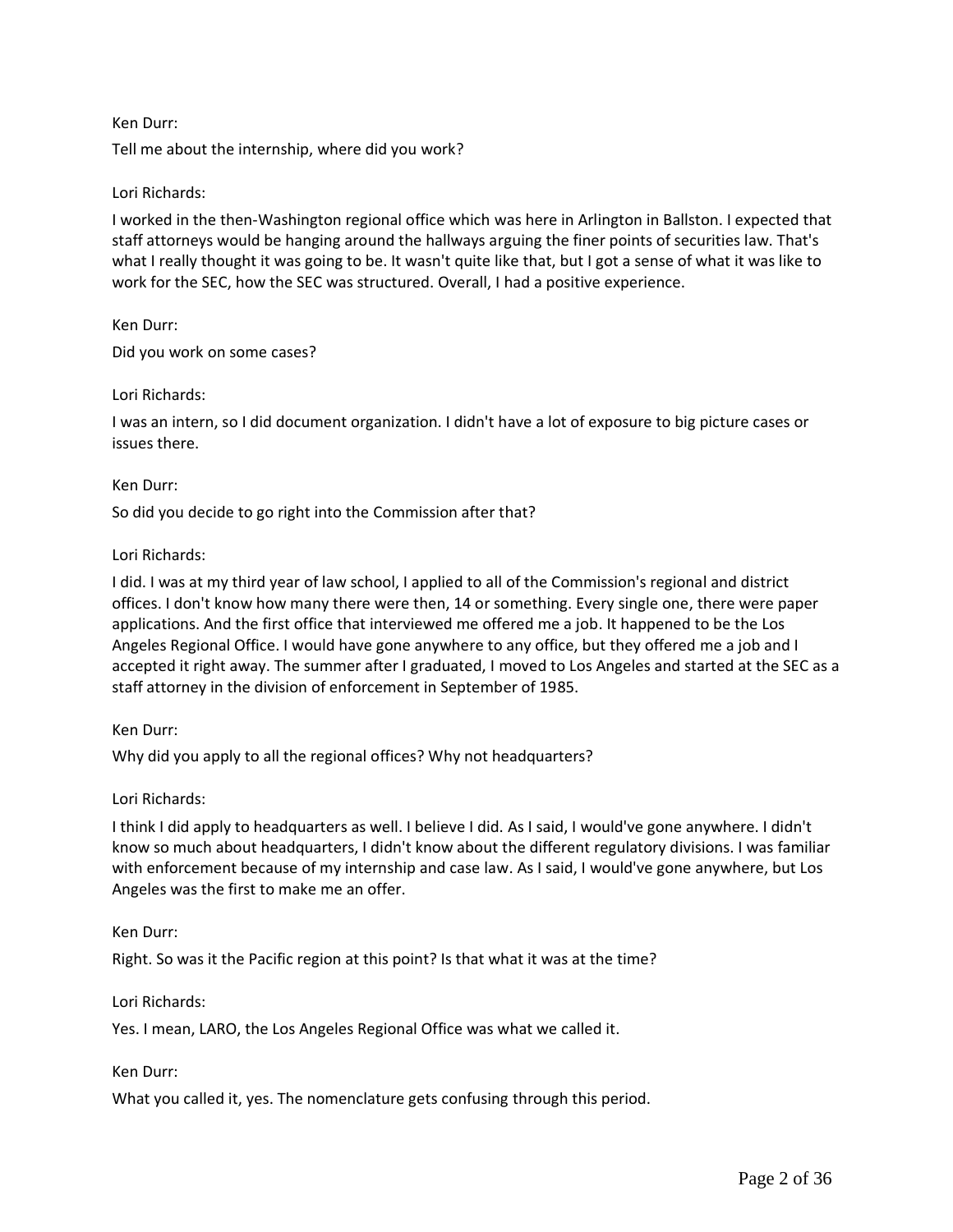Ken Durr:

Tell me about the internship, where did you work?

Lori Richards:

I worked in the then-Washington regional office which was here in Arlington in Ballston. I expected that staff attorneys would be hanging around the hallways arguing the finer points of securities law. That's what I really thought it was going to be. It wasn't quite like that, but I got a sense of what it was like to work for the SEC, how the SEC was structured. Overall, I had a positive experience.

Ken Durr:

Did you work on some cases?

Lori Richards:

I was an intern, so I did document organization. I didn't have a lot of exposure to big picture cases or issues there.

Ken Durr:

So did you decide to go right into the Commission after that?

Lori Richards:

I did. I was at my third year of law school, I applied to all of the Commission's regional and district offices. I don't know how many there were then, 14 or something. Every single one, there were paper applications. And the first office that interviewed me offered me a job. It happened to be the Los Angeles Regional Office. I would have gone anywhere to any office, but they offered me a job and I accepted it right away. The summer after I graduated, I moved to Los Angeles and started at the SEC as a staff attorney in the division of enforcement in September of 1985.

Ken Durr:

Why did you apply to all the regional offices? Why not headquarters?

Lori Richards:

I think I did apply to headquarters as well. I believe I did. As I said, I would've gone anywhere. I didn't know so much about headquarters, I didn't know about the different regulatory divisions. I was familiar with enforcement because of my internship and case law. As I said, I would've gone anywhere, but Los Angeles was the first to make me an offer.

Ken Durr:

Right. So was it the Pacific region at this point? Is that what it was at the time?

Lori Richards:

Yes. I mean, LARO, the Los Angeles Regional Office was what we called it.

Ken Durr:

What you called it, yes. The nomenclature gets confusing through this period.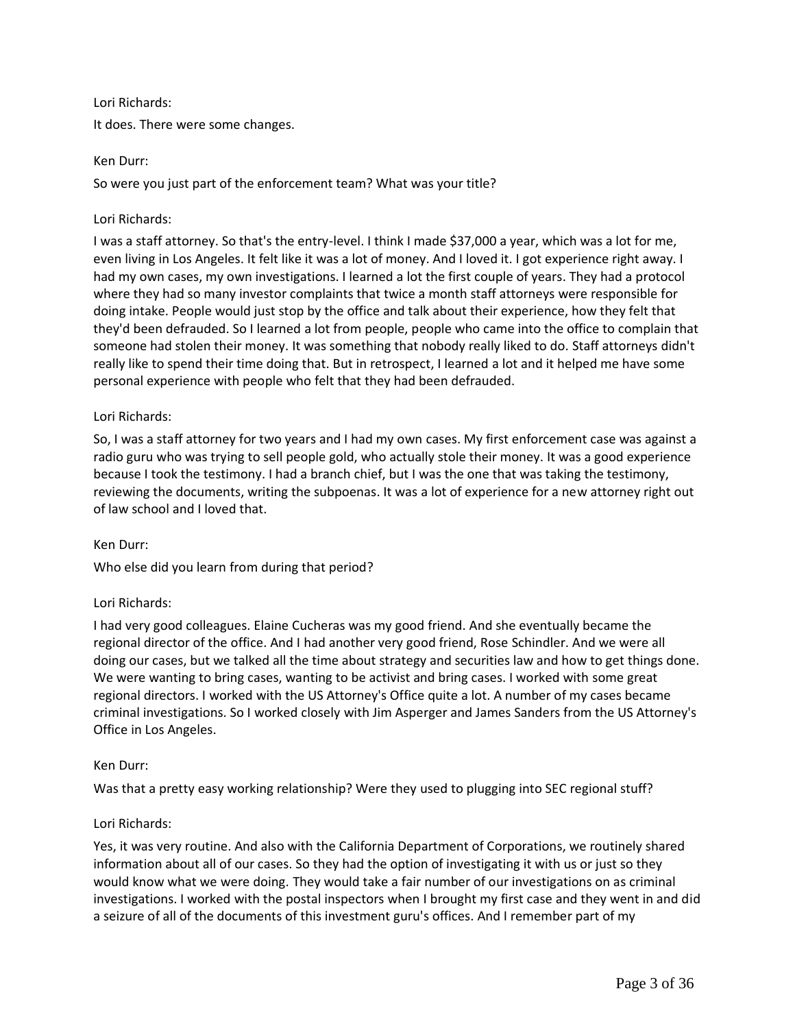Lori Richards:

It does. There were some changes.

Ken Durr:

So were you just part of the enforcement team? What was your title?

Lori Richards:

I was a staff attorney. So that's the entry-level. I think I made $37,000 a year, which was a lot for me, even living in Los Angeles. It felt like it was a lot of money. And I loved it. I got experience right away. I had my own cases, my own investigations. I learned a lot the first couple of years. They had a protocol where they had so many investor complaints that twice a month staff attorneys were responsible for doing intake. People would just stop by the office and talk about their experience, how they felt that they'd been defrauded. So I learned a lot from people, people who came into the office to complain that someone had stolen their money. It was something that nobody really liked to do. Staff attorneys didn't really like to spend their time doing that. But in retrospect, I learned a lot and it helped me have some personal experience with people who felt that they had been defrauded.

Lori Richards:

So, I was a staff attorney for two years and I had my own cases. My first enforcement case was against a radio guru who was trying to sell people gold, who actually stole their money. It was a good experience because I took the testimony. I had a branch chief, but I was the one that was taking the testimony, reviewing the documents, writing the subpoenas. It was a lot of experience for a new attorney right out of law school and I loved that.

Ken Durr:

Who else did you learn from during that period?

Lori Richards:

I had very good colleagues. Elaine Cucheras was my good friend. And she eventually became the regional director of the office. And I had another very good friend, Rose Schindler. And we were all doing our cases, but we talked all the time about strategy and securities law and how to get things done. We were wanting to bring cases, wanting to be activist and bring cases. I worked with some great regional directors. I worked with the US Attorney's Office quite a lot. A number of my cases became criminal investigations. So I worked closely with Jim Asperger and James Sanders from the US Attorney's Office in Los Angeles.

Ken Durr:

Was that a pretty easy working relationship? Were they used to plugging into SEC regional stuff?

Lori Richards:

Yes, it was very routine. And also with the California Department of Corporations, we routinely shared information about all of our cases. So they had the option of investigating it with us or just so they would know what we were doing. They would take a fair number of our investigations on as criminal investigations. I worked with the postal inspectors when I brought my first case and they went in and did a seizure of all of the documents of this investment guru's offices. And I remember part of my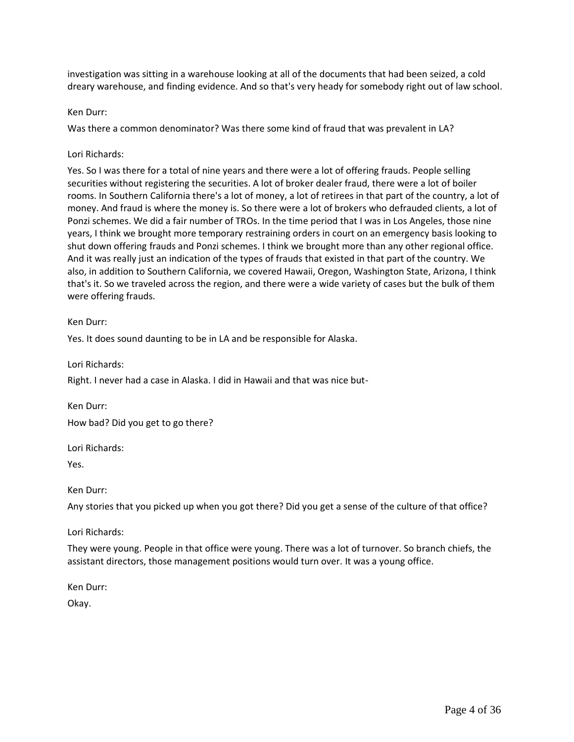investigation was sitting in a warehouse looking at all of the documents that had been seized, a cold dreary warehouse, and finding evidence. And so that's very heady for somebody right out of law school.

Ken Durr:

Was there a common denominator? Was there some kind of fraud that was prevalent in LA?

Lori Richards:

Yes. So I was there for a total of nine years and there were a lot of offering frauds. People selling securities without registering the securities. A lot of broker dealer fraud, there were a lot of boiler rooms. In Southern California there's a lot of money, a lot of retirees in that part of the country, a lot of money. And fraud is where the money is. So there were a lot of brokers who defrauded clients, a lot of Ponzi schemes. We did a fair number of TROs. In the time period that I was in Los Angeles, those nine years, I think we brought more temporary restraining orders in court on an emergency basis looking to shut down offering frauds and Ponzi schemes. I think we brought more than any other regional office. And it was really just an indication of the types of frauds that existed in that part of the country. We also, in addition to Southern California, we covered Hawaii, Oregon, Washington State, Arizona, I think that's it. So we traveled across the region, and there were a wide variety of cases but the bulk of them were offering frauds.

Ken Durr:

Yes. It does sound daunting to be in LA and be responsible for Alaska.

Lori Richards:

Right. I never had a case in Alaska. I did in Hawaii and that was nice but-

Ken Durr:

How bad? Did you get to go there?

Lori Richards:

Yes.

Ken Durr:

Any stories that you picked up when you got there? Did you get a sense of the culture of that office?

Lori Richards:

They were young. People in that office were young. There was a lot of turnover. So branch chiefs, the assistant directors, those management positions would turn over. It was a young office.

Ken Durr:

Okay.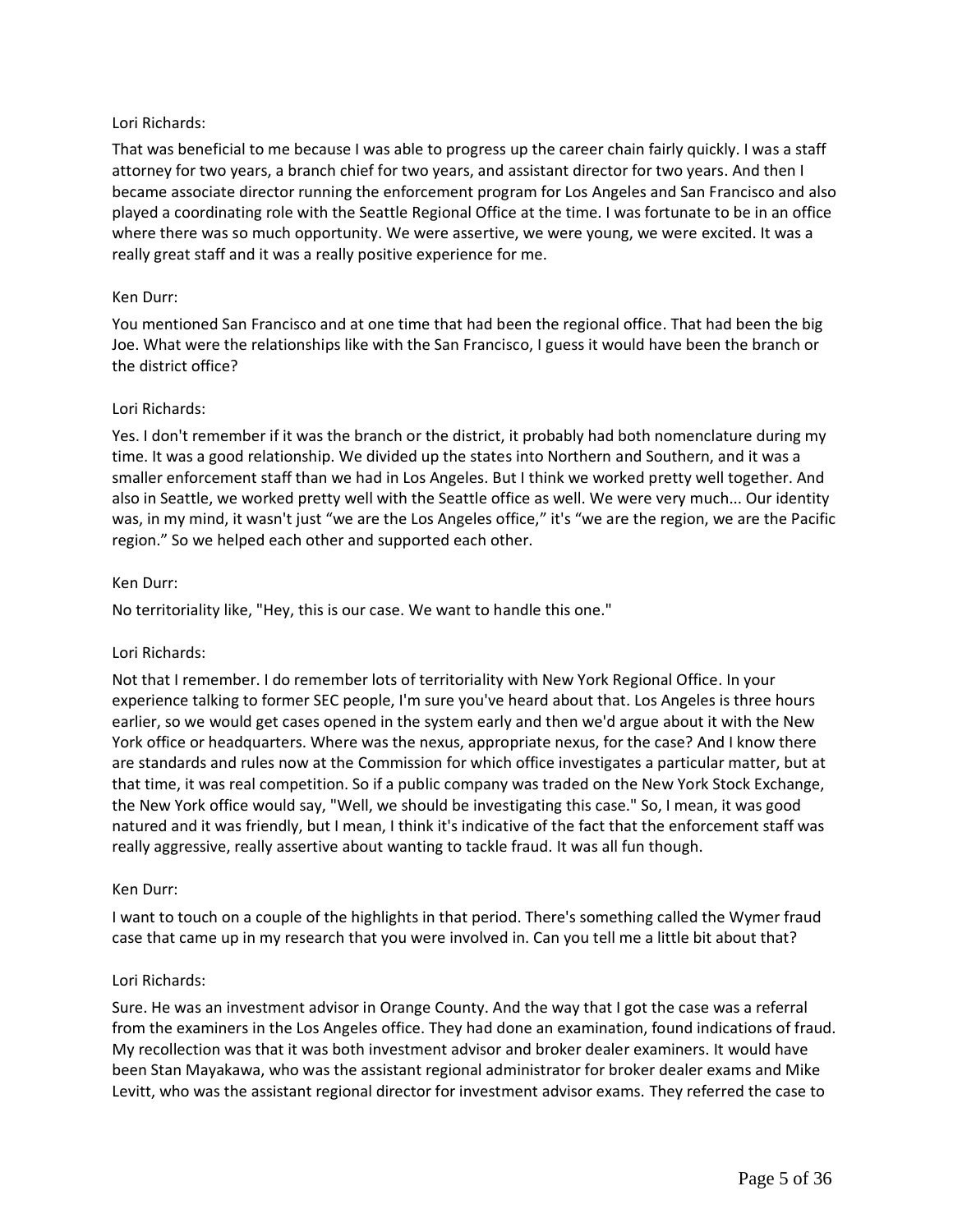Lori Richards:

That was beneficial to me because I was able to progress up the career chain fairly quickly. I was a staff attorney for two years, a branch chief for two years, and assistant director for two years. And then I became associate director running the enforcement program for Los Angeles and San Francisco and also played a coordinating role with the Seattle Regional Office at the time. I was fortunate to be in an office where there was so much opportunity. We were assertive, we were young, we were excited. It was a really great staff and it was a really positive experience for me.

Ken Durr:

You mentioned San Francisco and at one time that had been the regional office. That had been the big Joe. What were the relationships like with the San Francisco, I guess it would have been the branch or the district office?

Lori Richards:

Yes. I don't remember if it was the branch or the district, it probably had both nomenclature during my time. It was a good relationship. We divided up the states into Northern and Southern, and it was a smaller enforcement staff than we had in Los Angeles. But I think we worked pretty well together. And also in Seattle, we worked pretty well with the Seattle office as well. We were very much... Our identity was, in my mind, it wasn't just "we are the Los Angeles office," it's "we are the region, we are the Pacific region." So we helped each other and supported each other.

Ken Durr:

No territoriality like, "Hey, this is our case. We want to handle this one."

Lori Richards:

Not that I remember. I do remember lots of territoriality with New York Regional Office. In your experience talking to former SEC people, I'm sure you've heard about that. Los Angeles is three hours earlier, so we would get cases opened in the system early and then we'd argue about it with the New York office or headquarters. Where was the nexus, appropriate nexus, for the case? And I know there are standards and rules now at the Commission for which office investigates a particular matter, but at that time, it was real competition. So if a public company was traded on the New York Stock Exchange, the New York office would say, "Well, we should be investigating this case." So, I mean, it was good natured and it was friendly, but I mean, I think it's indicative of the fact that the enforcement staff was really aggressive, really assertive about wanting to tackle fraud. It was all fun though.

Ken Durr:

I want to touch on a couple of the highlights in that period. There's something called the Wymer fraud case that came up in my research that you were involved in. Can you tell me a little bit about that?

Lori Richards:

Sure. He was an investment advisor in Orange County. And the way that I got the case was a referral from the examiners in the Los Angeles office. They had done an examination, found indications of fraud. My recollection was that it was both investment advisor and broker dealer examiners. It would have been Stan Mayakawa, who was the assistant regional administrator for broker dealer exams and Mike Levitt, who was the assistant regional director for investment advisor exams. They referred the case to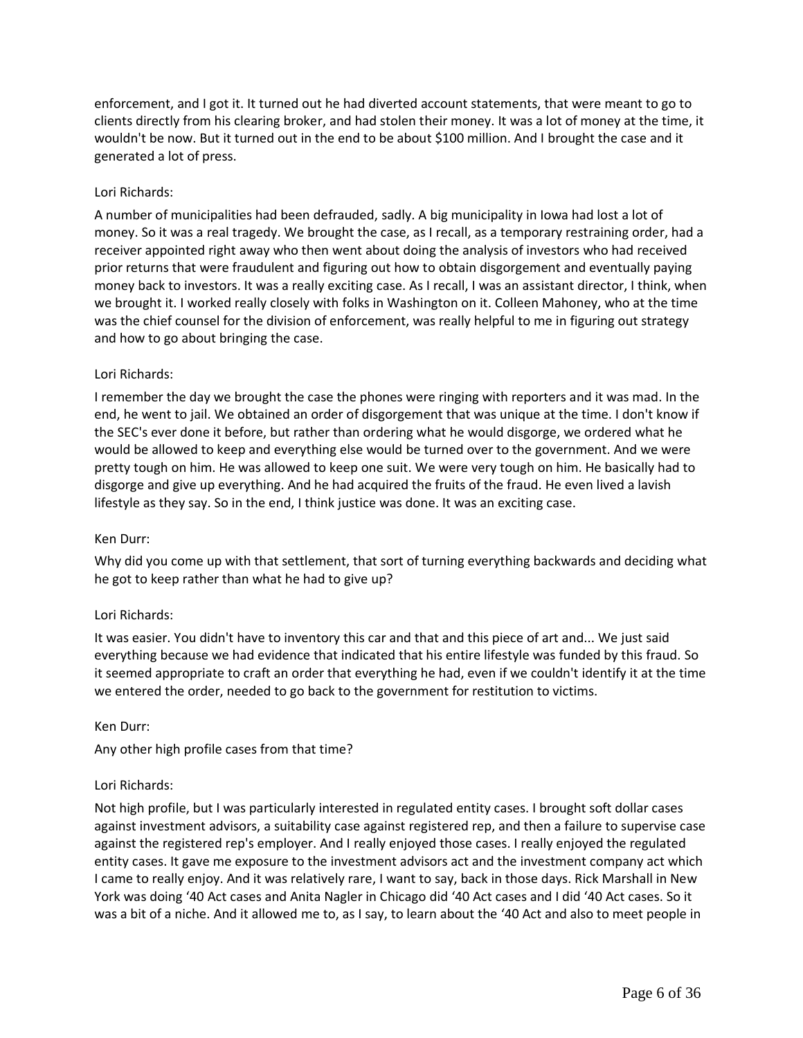enforcement, and I got it. It turned out he had diverted account statements, that were meant to go to clients directly from his clearing broker, and had stolen their money. It was a lot of money at the time, it wouldn't be now. But it turned out in the end to be about $100 million. And I brought the case and it generated a lot of press.

Lori Richards:

A number of municipalities had been defrauded, sadly. A big municipality in Iowa had lost a lot of money. So it was a real tragedy. We brought the case, as I recall, as a temporary restraining order, had a receiver appointed right away who then went about doing the analysis of investors who had received prior returns that were fraudulent and figuring out how to obtain disgorgement and eventually paying money back to investors. It was a really exciting case. As I recall, I was an assistant director, I think, when we brought it. I worked really closely with folks in Washington on it. Colleen Mahoney, who at the time was the chief counsel for the division of enforcement, was really helpful to me in figuring out strategy and how to go about bringing the case.

Lori Richards:

I remember the day we brought the case the phones were ringing with reporters and it was mad. In the end, he went to jail. We obtained an order of disgorgement that was unique at the time. I don't know if the SEC's ever done it before, but rather than ordering what he would disgorge, we ordered what he would be allowed to keep and everything else would be turned over to the government. And we were pretty tough on him. He was allowed to keep one suit. We were very tough on him. He basically had to disgorge and give up everything. And he had acquired the fruits of the fraud. He even lived a lavish lifestyle as they say. So in the end, I think justice was done. It was an exciting case.

Ken Durr:

Why did you come up with that settlement, that sort of turning everything backwards and deciding what he got to keep rather than what he had to give up?

Lori Richards:

It was easier. You didn't have to inventory this car and that and this piece of art and... We just said everything because we had evidence that indicated that his entire lifestyle was funded by this fraud. So it seemed appropriate to craft an order that everything he had, even if we couldn't identify it at the time we entered the order, needed to go back to the government for restitution to victims.

Ken Durr:

Any other high profile cases from that time?

Lori Richards:

Not high profile, but I was particularly interested in regulated entity cases. I brought soft dollar cases against investment advisors, a suitability case against registered rep, and then a failure to supervise case against the registered rep's employer. And I really enjoyed those cases. I really enjoyed the regulated entity cases. It gave me exposure to the investment advisors act and the investment company act which I came to really enjoy. And it was relatively rare, I want to say, back in those days. Rick Marshall in New York was doing '40 Act cases and Anita Nagler in Chicago did '40 Act cases and I did '40 Act cases. So it was a bit of a niche. And it allowed me to, as I say, to learn about the '40 Act and also to meet people in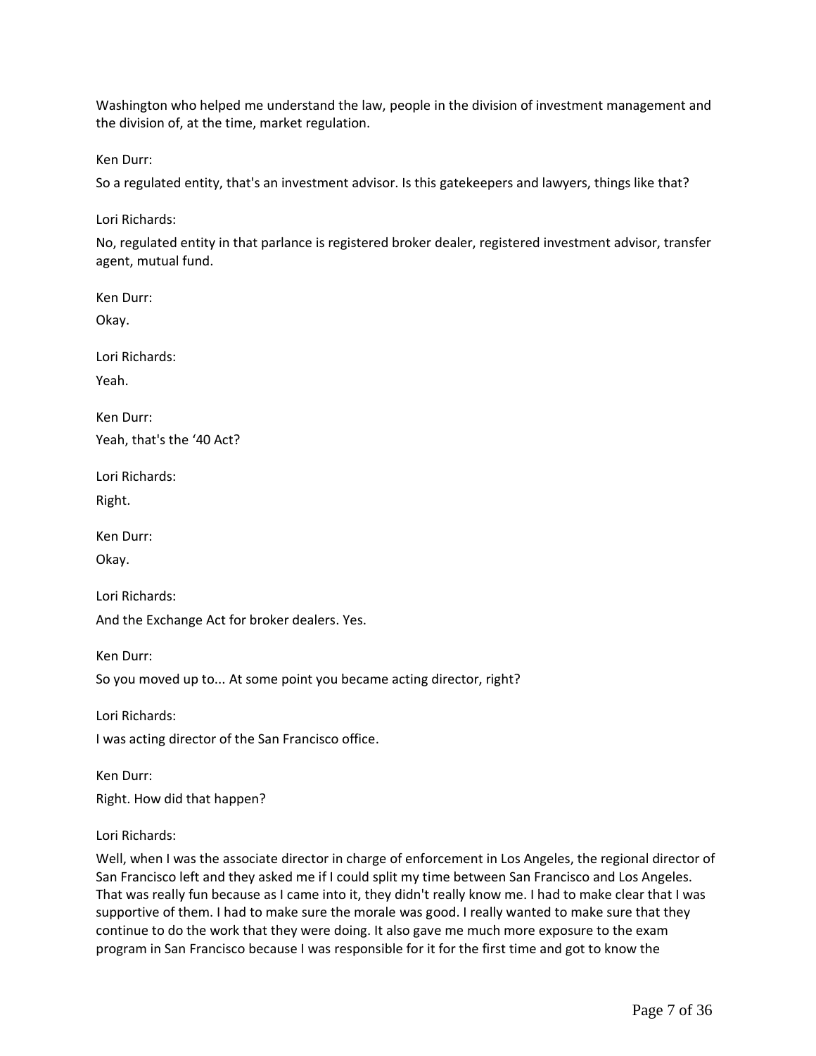Washington who helped me understand the law, people in the division of investment management and the division of, at the time, market regulation.

Ken Durr:

So a regulated entity, that's an investment advisor. Is this gatekeepers and lawyers, things like that?

Lori Richards:

No, regulated entity in that parlance is registered broker dealer, registered investment advisor, transfer agent, mutual fund.

Ken Durr:

Okay.

Lori Richards:

Yeah.

Ken Durr:

Yeah, that's the ‘40 Act?

Lori Richards:

Right.

Ken Durr:

Okay.

Lori Richards:

And the Exchange Act for broker dealers. Yes.

Ken Durr:

So you moved up to... At some point you became acting director, right?

Lori Richards:

I was acting director of the San Francisco office.

Ken Durr:

Right. How did that happen?

Lori Richards:

Well, when I was the associate director in charge of enforcement in Los Angeles, the regional director of San Francisco left and they asked me if I could split my time between San Francisco and Los Angeles. That was really fun because as I came into it, they didn't really know me. I had to make clear that I was supportive of them. I had to make sure the morale was good. I really wanted to make sure that they continue to do the work that they were doing. It also gave me much more exposure to the exam program in San Francisco because I was responsible for it for the first time and got to know the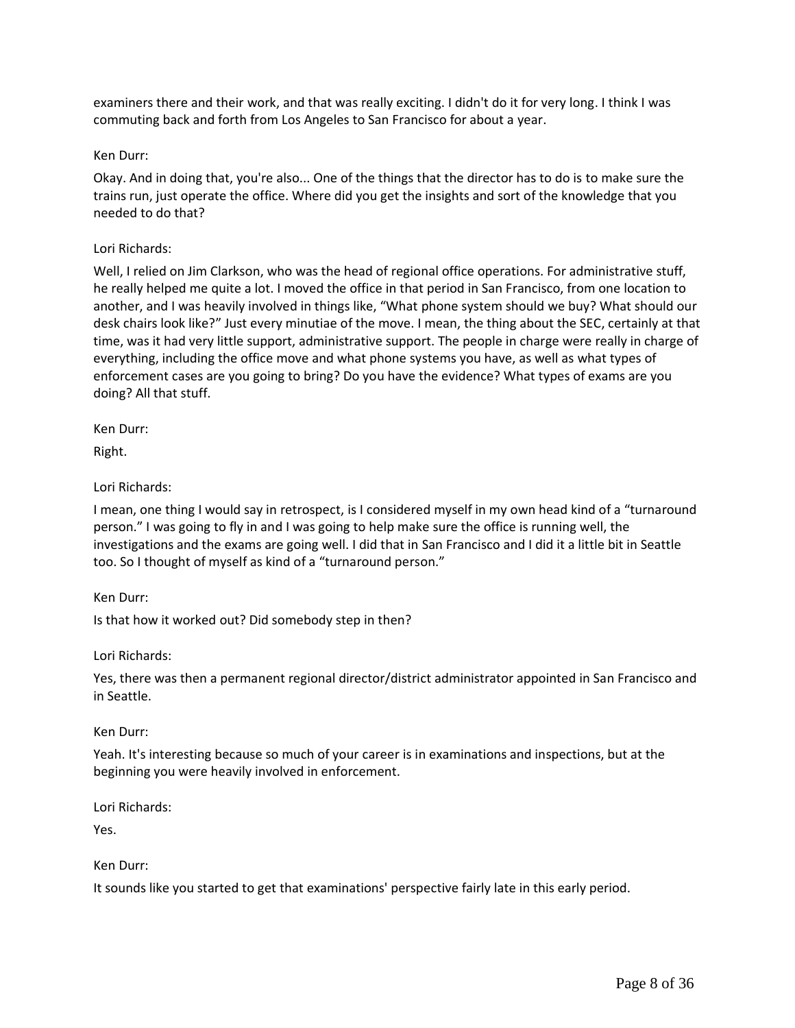examiners there and their work, and that was really exciting. I didn't do it for very long. I think I was commuting back and forth from Los Angeles to San Francisco for about a year.

Ken Durr:

Okay. And in doing that, you're also... One of the things that the director has to do is to make sure the trains run, just operate the office. Where did you get the insights and sort of the knowledge that you needed to do that?

Lori Richards:

Well, I relied on Jim Clarkson, who was the head of regional office operations. For administrative stuff, he really helped me quite a lot. I moved the office in that period in San Francisco, from one location to another, and I was heavily involved in things like, "What phone system should we buy? What should our desk chairs look like?" Just every minutiae of the move. I mean, the thing about the SEC, certainly at that time, was it had very little support, administrative support. The people in charge were really in charge of everything, including the office move and what phone systems you have, as well as what types of enforcement cases are you going to bring? Do you have the evidence? What types of exams are you doing? All that stuff.

Ken Durr:

Right.

Lori Richards:

I mean, one thing I would say in retrospect, is I considered myself in my own head kind of a "turnaround person." I was going to fly in and I was going to help make sure the office is running well, the investigations and the exams are going well. I did that in San Francisco and I did it a little bit in Seattle too. So I thought of myself as kind of a "turnaround person."

Ken Durr:

Is that how it worked out? Did somebody step in then?

Lori Richards:

Yes, there was then a permanent regional director/district administrator appointed in San Francisco and in Seattle.

Ken Durr:

Yeah. It's interesting because so much of your career is in examinations and inspections, but at the beginning you were heavily involved in enforcement.

Lori Richards:

Yes.

Ken Durr:

It sounds like you started to get that examinations' perspective fairly late in this early period.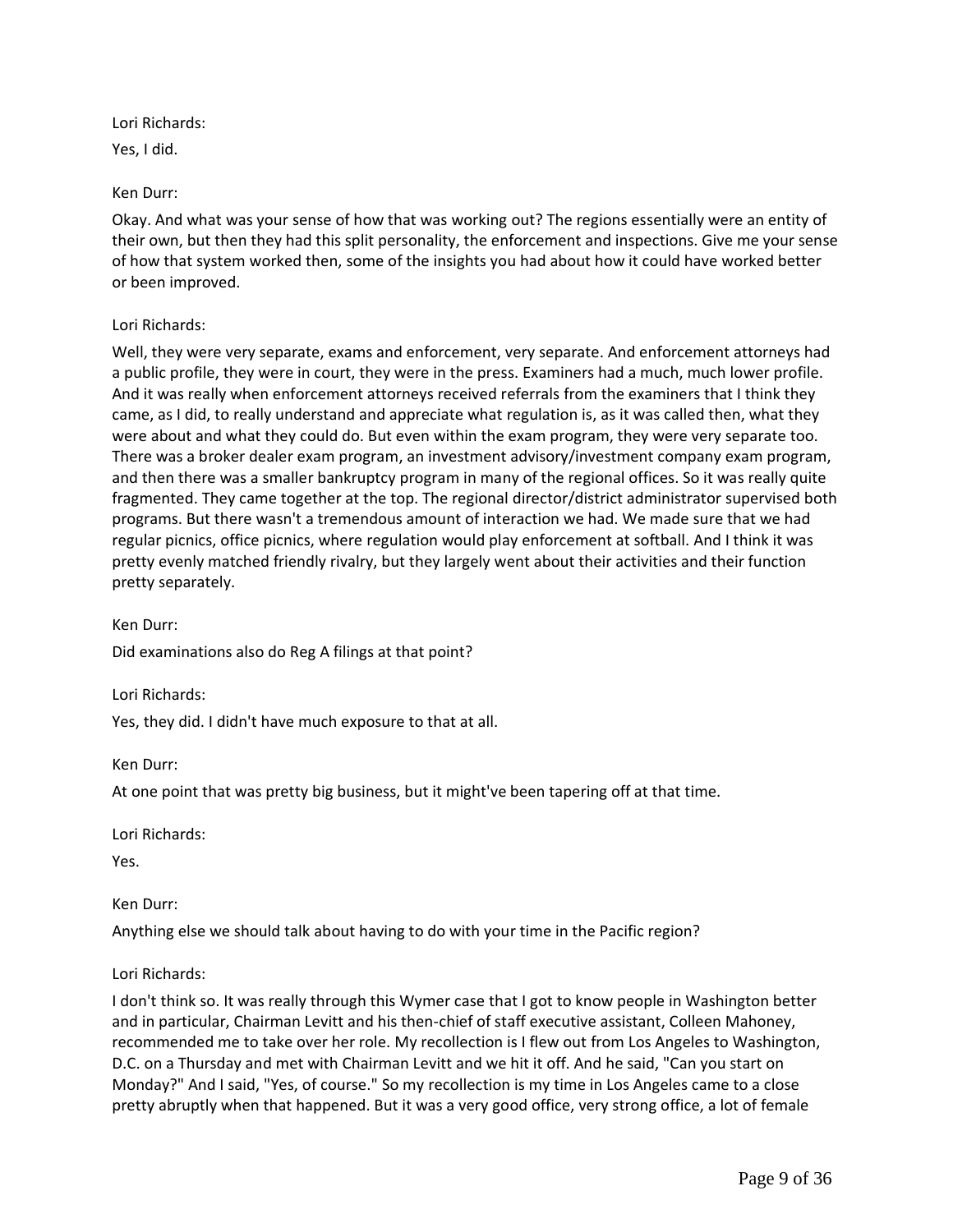Lori Richards:

Yes, I did.

Ken Durr:

Okay. And what was your sense of how that was working out? The regions essentially were an entity of their own, but then they had this split personality, the enforcement and inspections. Give me your sense of how that system worked then, some of the insights you had about how it could have worked better or been improved.

Lori Richards:

Well, they were very separate, exams and enforcement, very separate. And enforcement attorneys had a public profile, they were in court, they were in the press. Examiners had a much, much lower profile. And it was really when enforcement attorneys received referrals from the examiners that I think they came, as I did, to really understand and appreciate what regulation is, as it was called then, what they were about and what they could do. But even within the exam program, they were very separate too. There was a broker dealer exam program, an investment advisory/investment company exam program, and then there was a smaller bankruptcy program in many of the regional offices. So it was really quite fragmented. They came together at the top. The regional director/district administrator supervised both programs. But there wasn't a tremendous amount of interaction we had. We made sure that we had regular picnics, office picnics, where regulation would play enforcement at softball. And I think it was pretty evenly matched friendly rivalry, but they largely went about their activities and their function pretty separately.

Ken Durr:

Did examinations also do Reg A filings at that point?

Lori Richards:

Yes, they did. I didn't have much exposure to that at all.

Ken Durr:

At one point that was pretty big business, but it might've been tapering off at that time.

Lori Richards:

Yes.

Ken Durr:

Anything else we should talk about having to do with your time in the Pacific region?

Lori Richards:

I don't think so. It was really through this Wymer case that I got to know people in Washington better and in particular, Chairman Levitt and his then-chief of staff executive assistant, Colleen Mahoney, recommended me to take over her role. My recollection is I flew out from Los Angeles to Washington, D.C. on a Thursday and met with Chairman Levitt and we hit it off. And he said, "Can you start on Monday?" And I said, "Yes, of course." So my recollection is my time in Los Angeles came to a close pretty abruptly when that happened. But it was a very good office, very strong office, a lot of female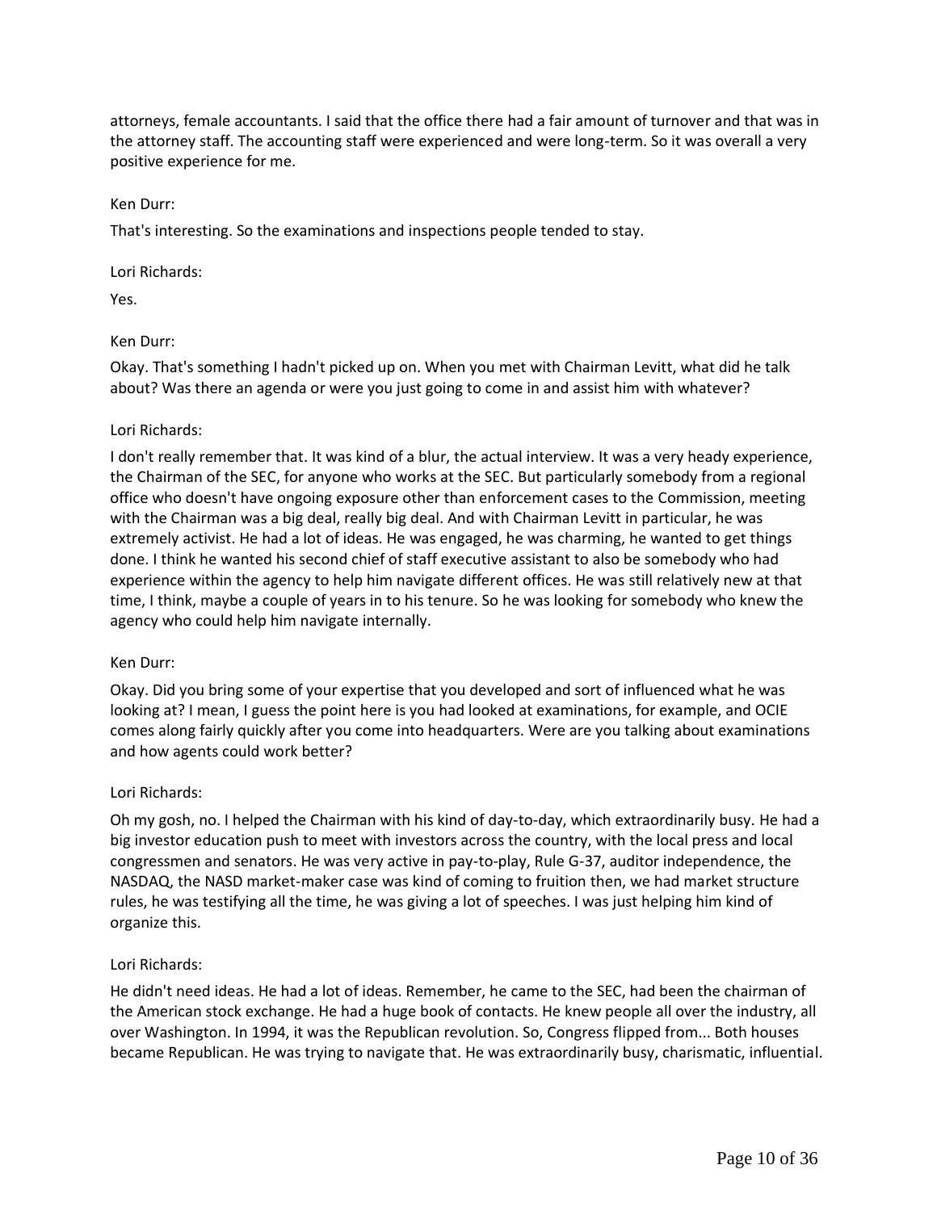attorneys, female accountants. I said that the office there had a fair amount of turnover and that was in the attorney staff. The accounting staff were experienced and were long-term. So it was overall a very positive experience for me.

Ken Durr:

That's interesting. So the examinations and inspections people tended to stay.

Lori Richards:

Yes.

Ken Durr:

Okay. That's something I hadn't picked up on. When you met with Chairman Levitt, what did he talk about? Was there an agenda or were you just going to come in and assist him with whatever?

Lori Richards:

I don't really remember that. It was kind of a blur, the actual interview. It was a very heady experience, the Chairman of the SEC, for anyone who works at the SEC. But particularly somebody from a regional office who doesn't have ongoing exposure other than enforcement cases to the Commission, meeting with the Chairman was a big deal, really big deal. And with Chairman Levitt in particular, he was extremely activist. He had a lot of ideas. He was engaged, he was charming, he wanted to get things done. I think he wanted his second chief of staff executive assistant to also be somebody who had experience within the agency to help him navigate different offices. He was still relatively new at that time, I think, maybe a couple of years in to his tenure. So he was looking for somebody who knew the agency who could help him navigate internally.

Ken Durr:

Okay. Did you bring some of your expertise that you developed and sort of influenced what he was looking at? I mean, I guess the point here is you had looked at examinations, for example, and OCIE comes along fairly quickly after you come into headquarters. Were are you talking about examinations and how agents could work better?

Lori Richards:

Oh my gosh, no. I helped the Chairman with his kind of day-to-day, which extraordinarily busy. He had a big investor education push to meet with investors across the country, with the local press and local congressmen and senators. He was very active in pay-to-play, Rule G-37, auditor independence, the NASDAQ, the NASD market-maker case was kind of coming to fruition then, we had market structure rules, he was testifying all the time, he was giving a lot of speeches. I was just helping him kind of organize this.

Lori Richards:

He didn't need ideas. He had a lot of ideas. Remember, he came to the SEC, had been the chairman of the American stock exchange. He had a huge book of contacts. He knew people all over the industry, all over Washington. In 1994, it was the Republican revolution. So, Congress flipped from... Both houses became Republican. He was trying to navigate that. He was extraordinarily busy, charismatic, influential.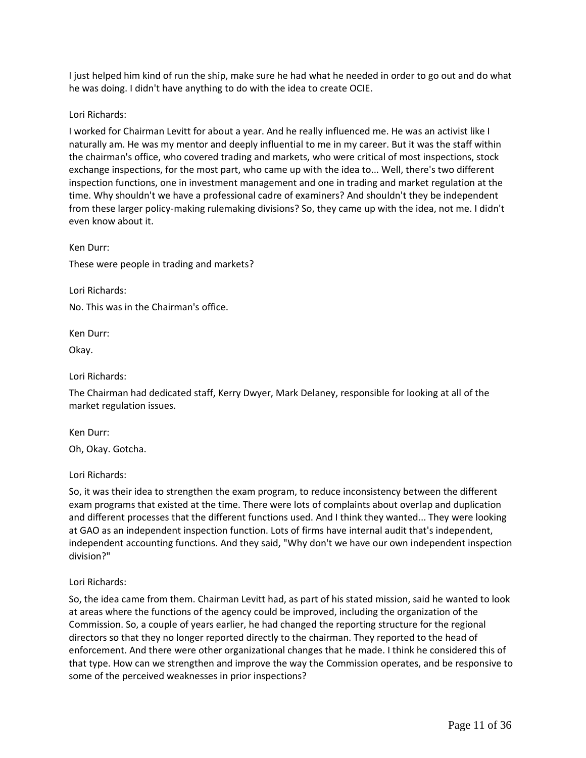I just helped him kind of run the ship, make sure he had what he needed in order to go out and do what he was doing. I didn't have anything to do with the idea to create OCIE.

Lori Richards:

I worked for Chairman Levitt for about a year. And he really influenced me. He was an activist like I naturally am. He was my mentor and deeply influential to me in my career. But it was the staff within the chairman's office, who covered trading and markets, who were critical of most inspections, stock exchange inspections, for the most part, who came up with the idea to... Well, there's two different inspection functions, one in investment management and one in trading and market regulation at the time. Why shouldn't we have a professional cadre of examiners? And shouldn't they be independent from these larger policy-making rulemaking divisions? So, they came up with the idea, not me. I didn't even know about it.

Ken Durr:

These were people in trading and markets?

Lori Richards:

No. This was in the Chairman's office.

Ken Durr:

Okay.

Lori Richards:

The Chairman had dedicated staff, Kerry Dwyer, Mark Delaney, responsible for looking at all of the market regulation issues.

Ken Durr:

Oh, Okay. Gotcha.

Lori Richards:

So, it was their idea to strengthen the exam program, to reduce inconsistency between the different exam programs that existed at the time. There were lots of complaints about overlap and duplication and different processes that the different functions used. And I think they wanted... They were looking at GAO as an independent inspection function. Lots of firms have internal audit that's independent, independent accounting functions. And they said, "Why don't we have our own independent inspection division?"

Lori Richards:

So, the idea came from them. Chairman Levitt had, as part of his stated mission, said he wanted to look at areas where the functions of the agency could be improved, including the organization of the Commission. So, a couple of years earlier, he had changed the reporting structure for the regional directors so that they no longer reported directly to the chairman. They reported to the head of enforcement. And there were other organizational changes that he made. I think he considered this of that type. How can we strengthen and improve the way the Commission operates, and be responsive to some of the perceived weaknesses in prior inspections?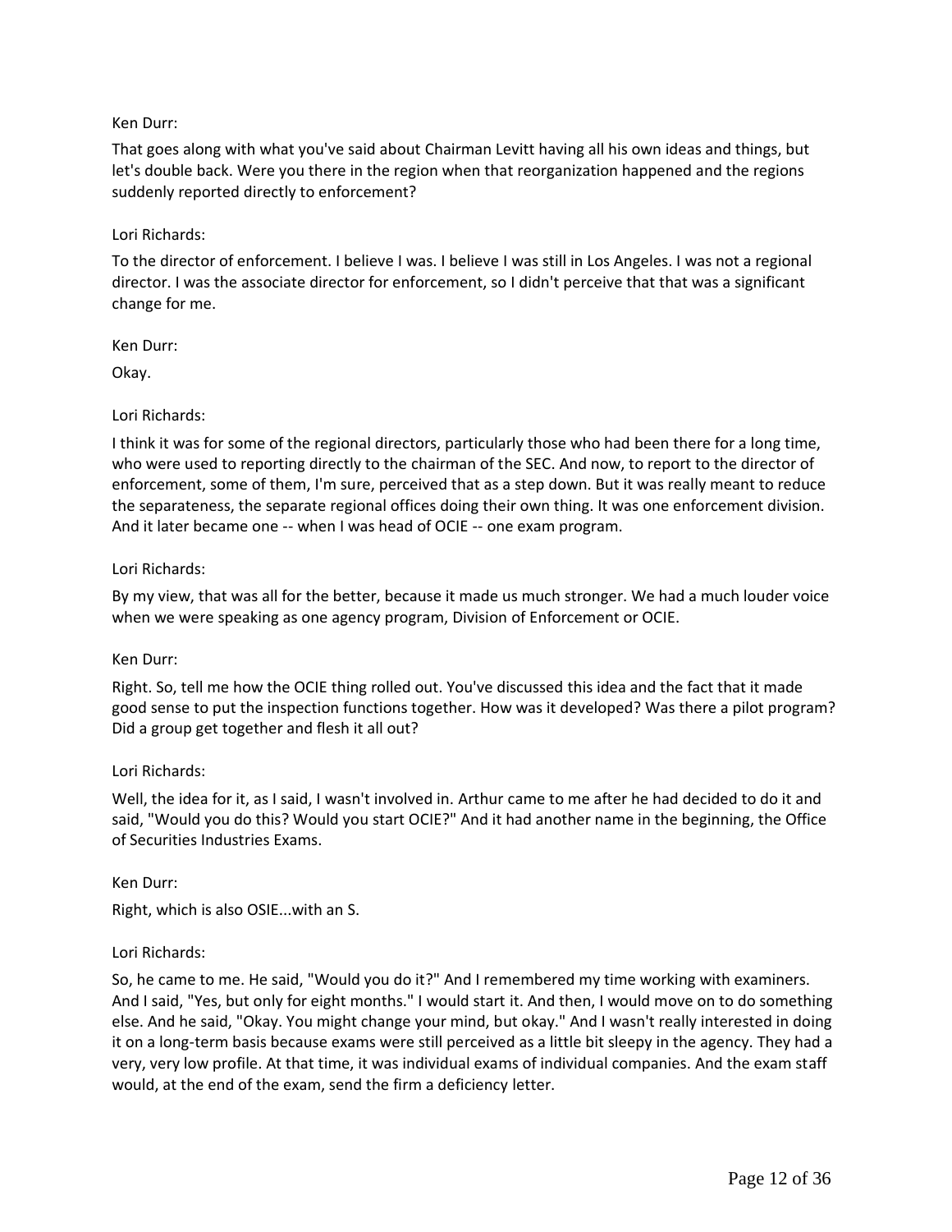Ken Durr:

That goes along with what you've said about Chairman Levitt having all his own ideas and things, but let's double back. Were you there in the region when that reorganization happened and the regions suddenly reported directly to enforcement?

Lori Richards:

To the director of enforcement. I believe I was. I believe I was still in Los Angeles. I was not a regional director. I was the associate director for enforcement, so I didn't perceive that that was a significant change for me.

Ken Durr:

Okay.

Lori Richards:

I think it was for some of the regional directors, particularly those who had been there for a long time, who were used to reporting directly to the chairman of the SEC. And now, to report to the director of enforcement, some of them, I'm sure, perceived that as a step down. But it was really meant to reduce the separateness, the separate regional offices doing their own thing. It was one enforcement division. And it later became one -- when I was head of OCIE -- one exam program.

Lori Richards:

By my view, that was all for the better, because it made us much stronger. We had a much louder voice when we were speaking as one agency program, Division of Enforcement or OCIE.

Ken Durr:

Right. So, tell me how the OCIE thing rolled out. You've discussed this idea and the fact that it made good sense to put the inspection functions together. How was it developed? Was there a pilot program? Did a group get together and flesh it all out?

Lori Richards:

Well, the idea for it, as I said, I wasn't involved in. Arthur came to me after he had decided to do it and said, "Would you do this? Would you start OCIE?" And it had another name in the beginning, the Office of Securities Industries Exams.

Ken Durr:

Right, which is also OSIE...with an S.

Lori Richards:

So, he came to me. He said, "Would you do it?" And I remembered my time working with examiners. And I said, "Yes, but only for eight months." I would start it. And then, I would move on to do something else. And he said, "Okay. You might change your mind, but okay." And I wasn't really interested in doing it on a long-term basis because exams were still perceived as a little bit sleepy in the agency. They had a very, very low profile. At that time, it was individual exams of individual companies. And the exam staff would, at the end of the exam, send the firm a deficiency letter.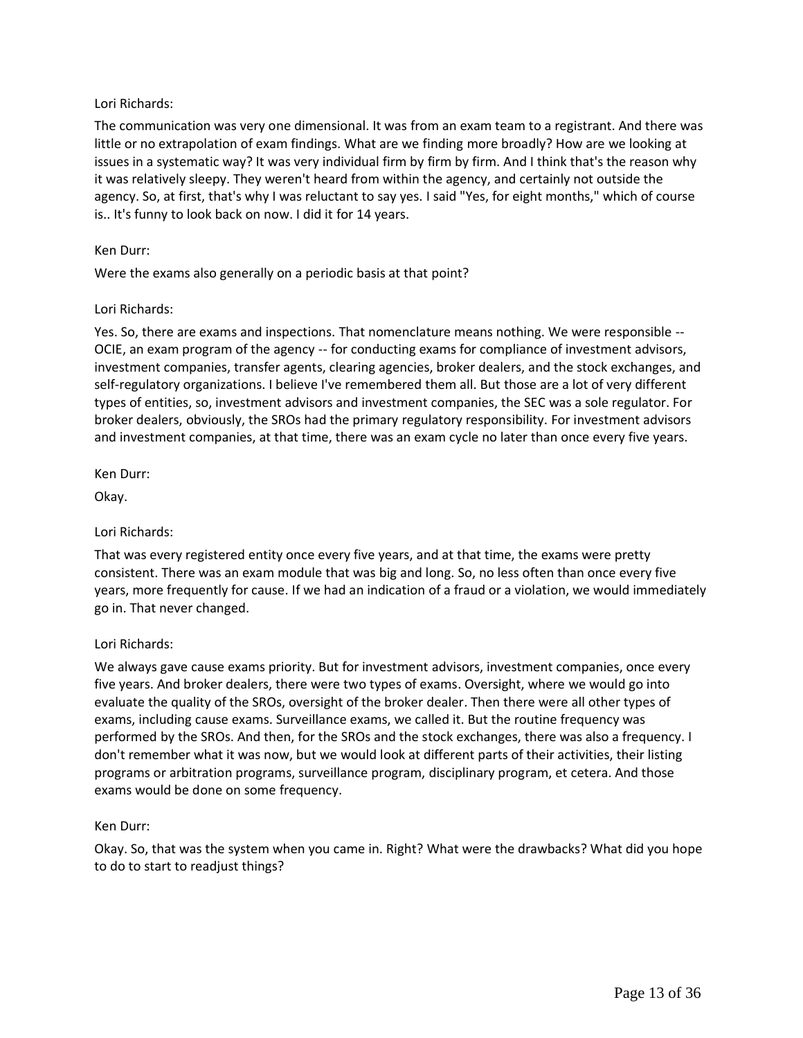Lori Richards:

The communication was very one dimensional. It was from an exam team to a registrant. And there was little or no extrapolation of exam findings. What are we finding more broadly? How are we looking at issues in a systematic way? It was very individual firm by firm by firm. And I think that's the reason why it was relatively sleepy. They weren't heard from within the agency, and certainly not outside the agency. So, at first, that's why I was reluctant to say yes. I said "Yes, for eight months," which of course is.. It's funny to look back on now. I did it for 14 years.

Ken Durr:

Were the exams also generally on a periodic basis at that point?

Lori Richards:

Yes. So, there are exams and inspections. That nomenclature means nothing. We were responsible -- OCIE, an exam program of the agency -- for conducting exams for compliance of investment advisors, investment companies, transfer agents, clearing agencies, broker dealers, and the stock exchanges, and self-regulatory organizations. I believe I've remembered them all. But those are a lot of very different types of entities, so, investment advisors and investment companies, the SEC was a sole regulator. For broker dealers, obviously, the SROs had the primary regulatory responsibility. For investment advisors and investment companies, at that time, there was an exam cycle no later than once every five years.

Ken Durr:

Okay.

Lori Richards:

That was every registered entity once every five years, and at that time, the exams were pretty consistent. There was an exam module that was big and long. So, no less often than once every five years, more frequently for cause. If we had an indication of a fraud or a violation, we would immediately go in. That never changed.

Lori Richards:

We always gave cause exams priority. But for investment advisors, investment companies, once every five years. And broker dealers, there were two types of exams. Oversight, where we would go into evaluate the quality of the SROs, oversight of the broker dealer. Then there were all other types of exams, including cause exams. Surveillance exams, we called it. But the routine frequency was performed by the SROs. And then, for the SROs and the stock exchanges, there was also a frequency. I don't remember what it was now, but we would look at different parts of their activities, their listing programs or arbitration programs, surveillance program, disciplinary program, et cetera. And those exams would be done on some frequency.

Ken Durr:

Okay. So, that was the system when you came in. Right? What were the drawbacks? What did you hope to do to start to readjust things?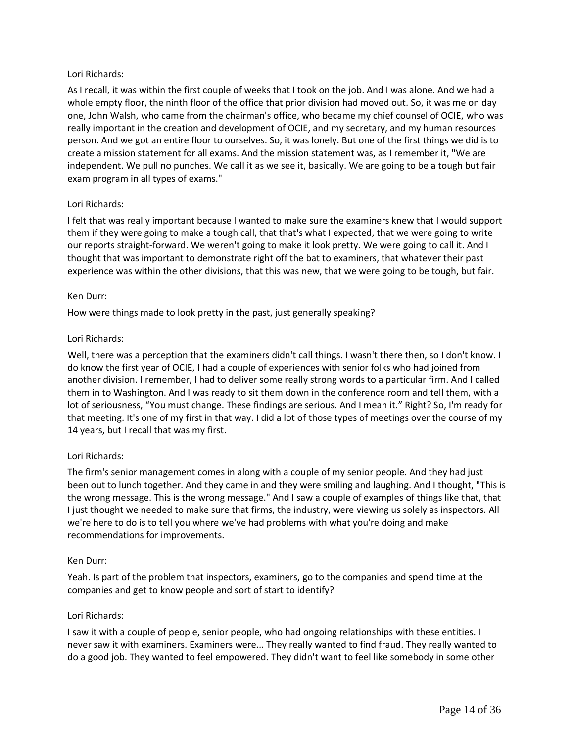Lori Richards:

As I recall, it was within the first couple of weeks that I took on the job. And I was alone. And we had a whole empty floor, the ninth floor of the office that prior division had moved out. So, it was me on day one, John Walsh, who came from the chairman's office, who became my chief counsel of OCIE, who was really important in the creation and development of OCIE, and my secretary, and my human resources person. And we got an entire floor to ourselves. So, it was lonely. But one of the first things we did is to create a mission statement for all exams. And the mission statement was, as I remember it, "We are independent. We pull no punches. We call it as we see it, basically. We are going to be a tough but fair exam program in all types of exams."

Lori Richards:

I felt that was really important because I wanted to make sure the examiners knew that I would support them if they were going to make a tough call, that that's what I expected, that we were going to write our reports straight-forward. We weren't going to make it look pretty. We were going to call it. And I thought that was important to demonstrate right off the bat to examiners, that whatever their past experience was within the other divisions, that this was new, that we were going to be tough, but fair.

Ken Durr:

How were things made to look pretty in the past, just generally speaking?

Lori Richards:

Well, there was a perception that the examiners didn't call things. I wasn't there then, so I don't know. I do know the first year of OCIE, I had a couple of experiences with senior folks who had joined from another division. I remember, I had to deliver some really strong words to a particular firm. And I called them in to Washington. And I was ready to sit them down in the conference room and tell them, with a lot of seriousness, "You must change. These findings are serious. And I mean it." Right? So, I'm ready for that meeting. It's one of my first in that way. I did a lot of those types of meetings over the course of my 14 years, but I recall that was my first.

Lori Richards:

The firm's senior management comes in along with a couple of my senior people. And they had just been out to lunch together. And they came in and they were smiling and laughing. And I thought, "This is the wrong message. This is the wrong message." And I saw a couple of examples of things like that, that I just thought we needed to make sure that firms, the industry, were viewing us solely as inspectors. All we're here to do is to tell you where we've had problems with what you're doing and make recommendations for improvements.

Ken Durr:

Yeah. Is part of the problem that inspectors, examiners, go to the companies and spend time at the companies and get to know people and sort of start to identify?

Lori Richards:

I saw it with a couple of people, senior people, who had ongoing relationships with these entities. I never saw it with examiners. Examiners were... They really wanted to find fraud. They really wanted to do a good job. They wanted to feel empowered. They didn't want to feel like somebody in some other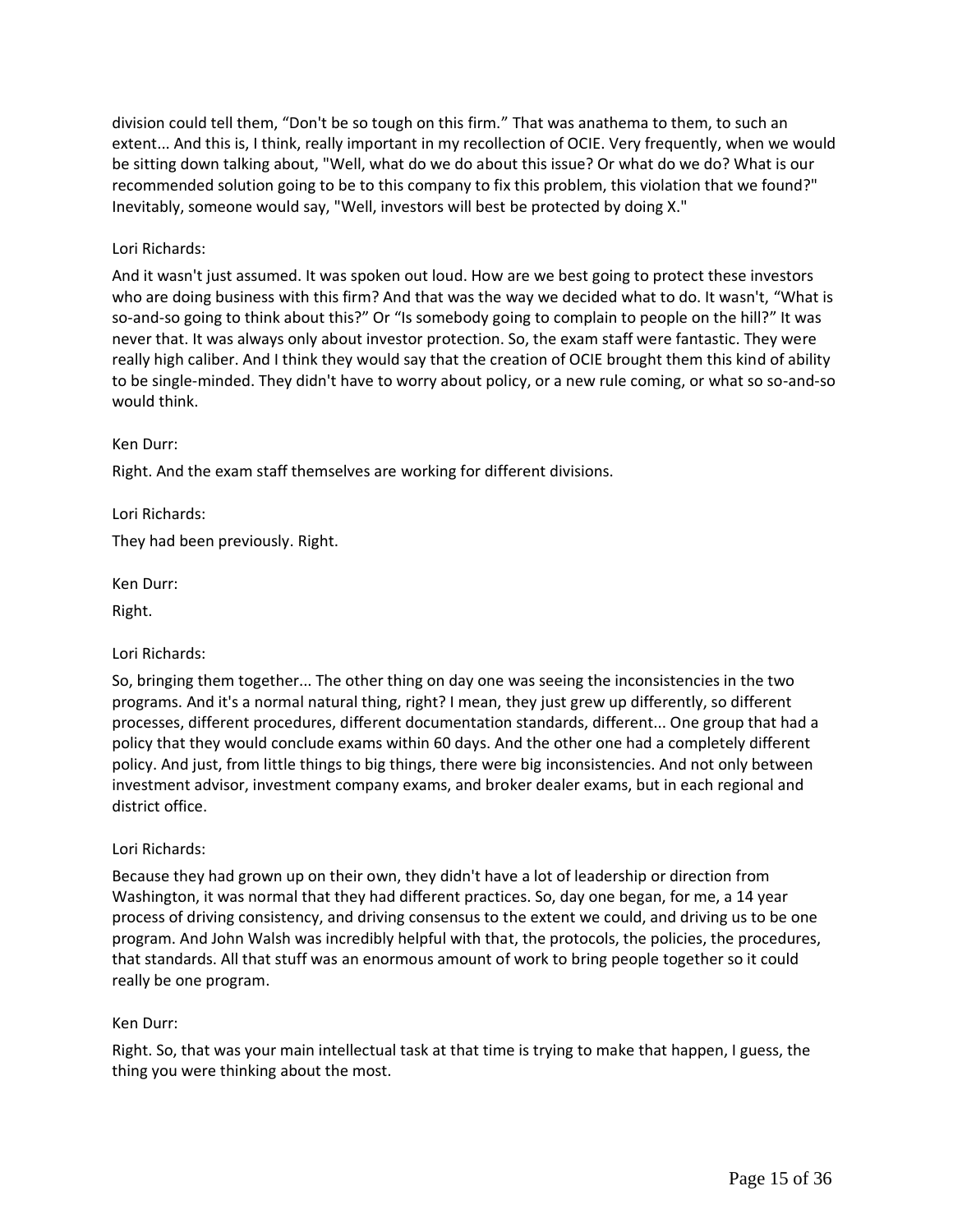division could tell them, “Don't be so tough on this firm.” That was anathema to them, to such an extent... And this is, I think, really important in my recollection of OCIE. Very frequently, when we would be sitting down talking about, "Well, what do we do about this issue? Or what do we do? What is our recommended solution going to be to this company to fix this problem, this violation that we found?" Inevitably, someone would say, "Well, investors will best be protected by doing X."

Lori Richards:

And it wasn't just assumed. It was spoken out loud. How are we best going to protect these investors who are doing business with this firm? And that was the way we decided what to do. It wasn't, “What is so-and-so going to think about this?” Or “Is somebody going to complain to people on the hill?” It was never that. It was always only about investor protection. So, the exam staff were fantastic. They were really high caliber. And I think they would say that the creation of OCIE brought them this kind of ability to be single-minded. They didn't have to worry about policy, or a new rule coming, or what so so-and-so would think.

Ken Durr:

Right. And the exam staff themselves are working for different divisions.

Lori Richards:

They had been previously. Right.

Ken Durr:

Right.

Lori Richards:

So, bringing them together... The other thing on day one was seeing the inconsistencies in the two programs. And it's a normal natural thing, right? I mean, they just grew up differently, so different processes, different procedures, different documentation standards, different... One group that had a policy that they would conclude exams within 60 days. And the other one had a completely different policy. And just, from little things to big things, there were big inconsistencies. And not only between investment advisor, investment company exams, and broker dealer exams, but in each regional and district office.

Lori Richards:

Because they had grown up on their own, they didn't have a lot of leadership or direction from Washington, it was normal that they had different practices. So, day one began, for me, a 14 year process of driving consistency, and driving consensus to the extent we could, and driving us to be one program. And John Walsh was incredibly helpful with that, the protocols, the policies, the procedures, that standards. All that stuff was an enormous amount of work to bring people together so it could really be one program.

Ken Durr:

Right. So, that was your main intellectual task at that time is trying to make that happen, I guess, the thing you were thinking about the most.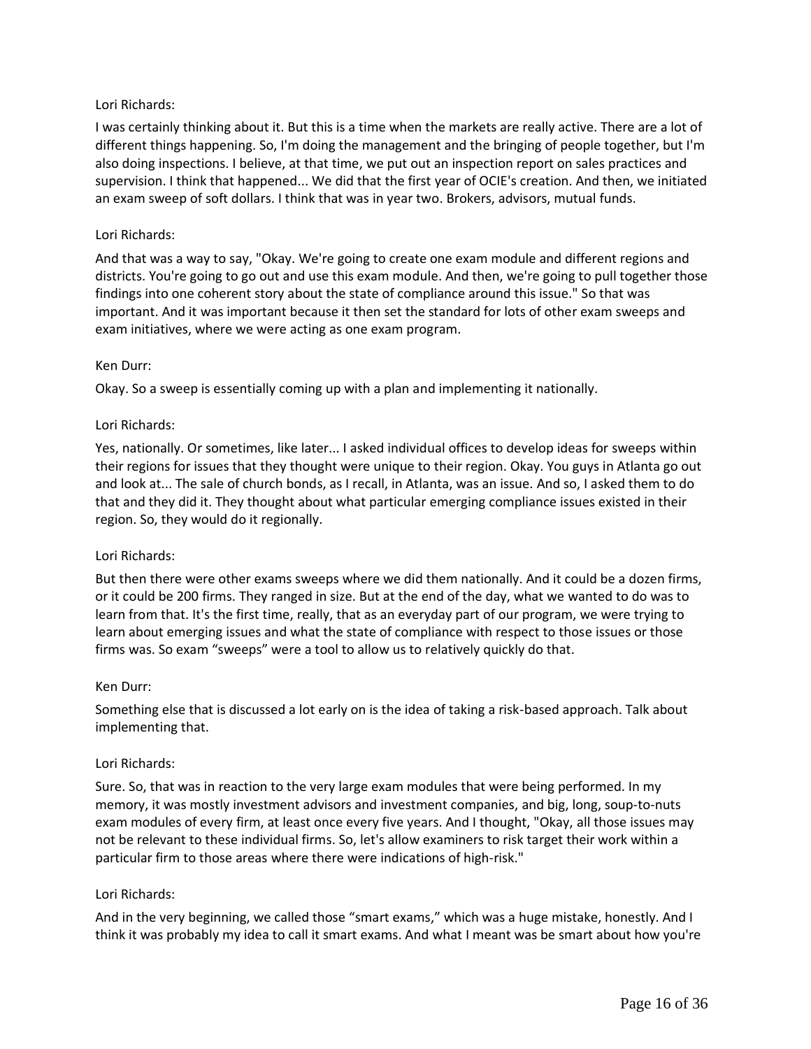Lori Richards:

I was certainly thinking about it. But this is a time when the markets are really active. There are a lot of different things happening. So, I'm doing the management and the bringing of people together, but I'm also doing inspections. I believe, at that time, we put out an inspection report on sales practices and supervision. I think that happened... We did that the first year of OCIE's creation. And then, we initiated an exam sweep of soft dollars. I think that was in year two. Brokers, advisors, mutual funds.

Lori Richards:

And that was a way to say, "Okay. We're going to create one exam module and different regions and districts. You're going to go out and use this exam module. And then, we're going to pull together those findings into one coherent story about the state of compliance around this issue." So that was important. And it was important because it then set the standard for lots of other exam sweeps and exam initiatives, where we were acting as one exam program.

Ken Durr:

Okay. So a sweep is essentially coming up with a plan and implementing it nationally.

Lori Richards:

Yes, nationally. Or sometimes, like later... I asked individual offices to develop ideas for sweeps within their regions for issues that they thought were unique to their region. Okay. You guys in Atlanta go out and look at... The sale of church bonds, as I recall, in Atlanta, was an issue. And so, I asked them to do that and they did it. They thought about what particular emerging compliance issues existed in their region. So, they would do it regionally.

Lori Richards:

But then there were other exams sweeps where we did them nationally. And it could be a dozen firms, or it could be 200 firms. They ranged in size. But at the end of the day, what we wanted to do was to learn from that. It's the first time, really, that as an everyday part of our program, we were trying to learn about emerging issues and what the state of compliance with respect to those issues or those firms was. So exam "sweeps" were a tool to allow us to relatively quickly do that.

Ken Durr:

Something else that is discussed a lot early on is the idea of taking a risk-based approach. Talk about implementing that.

Lori Richards:

Sure. So, that was in reaction to the very large exam modules that were being performed. In my memory, it was mostly investment advisors and investment companies, and big, long, soup-to-nuts exam modules of every firm, at least once every five years. And I thought, "Okay, all those issues may not be relevant to these individual firms. So, let's allow examiners to risk target their work within a particular firm to those areas where there were indications of high-risk."

Lori Richards:

And in the very beginning, we called those "smart exams," which was a huge mistake, honestly. And I think it was probably my idea to call it smart exams. And what I meant was be smart about how you're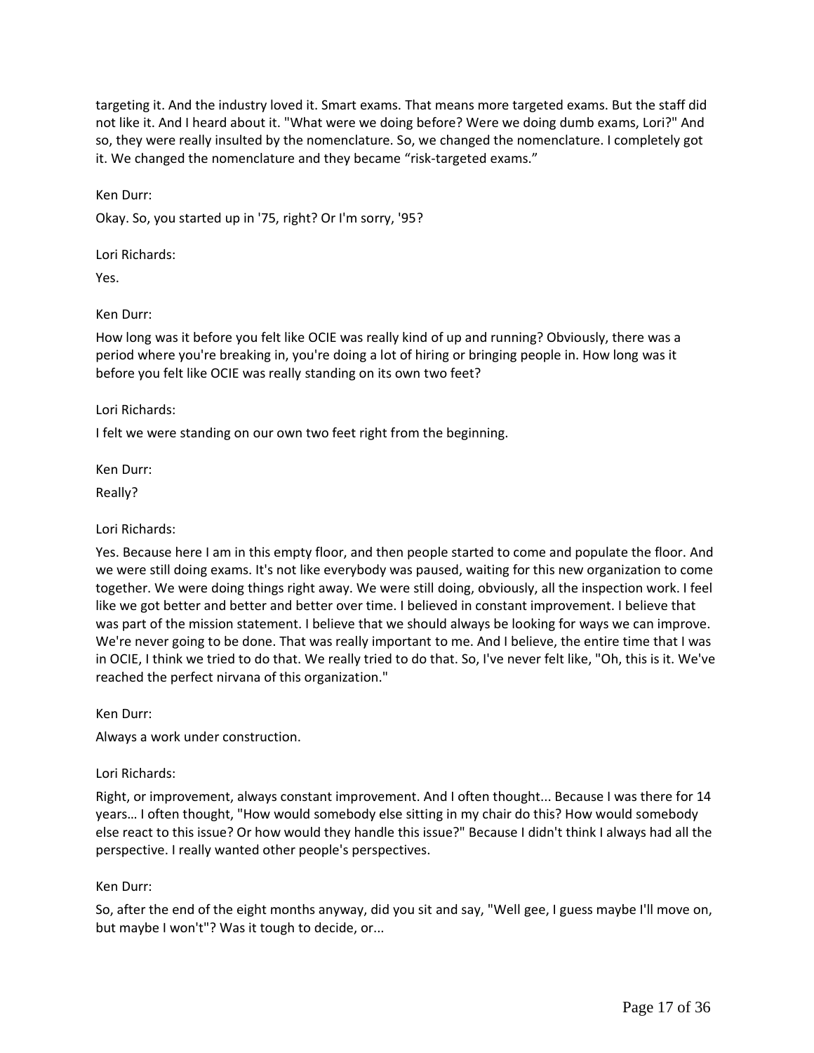targeting it. And the industry loved it. Smart exams. That means more targeted exams. But the staff did not like it. And I heard about it. "What were we doing before? Were we doing dumb exams, Lori?" And so, they were really insulted by the nomenclature. So, we changed the nomenclature. I completely got it. We changed the nomenclature and they became "risk-targeted exams."

Ken Durr:

Okay. So, you started up in '75, right? Or I'm sorry, '95?

Lori Richards:

Yes.

Ken Durr:

How long was it before you felt like OCIE was really kind of up and running? Obviously, there was a period where you're breaking in, you're doing a lot of hiring or bringing people in. How long was it before you felt like OCIE was really standing on its own two feet?

Lori Richards:

I felt we were standing on our own two feet right from the beginning.

Ken Durr:

Really?

Lori Richards:

Yes. Because here I am in this empty floor, and then people started to come and populate the floor. And we were still doing exams. It's not like everybody was paused, waiting for this new organization to come together. We were doing things right away. We were still doing, obviously, all the inspection work. I feel like we got better and better and better over time. I believed in constant improvement. I believe that was part of the mission statement. I believe that we should always be looking for ways we can improve. We're never going to be done. That was really important to me. And I believe, the entire time that I was in OCIE, I think we tried to do that. We really tried to do that. So, I've never felt like, "Oh, this is it. We've reached the perfect nirvana of this organization."

Ken Durr:

Always a work under construction.

Lori Richards:

Right, or improvement, always constant improvement. And I often thought... Because I was there for 14 years… I often thought, "How would somebody else sitting in my chair do this? How would somebody else react to this issue? Or how would they handle this issue?" Because I didn't think I always had all the perspective. I really wanted other people's perspectives.

Ken Durr:

So, after the end of the eight months anyway, did you sit and say, "Well gee, I guess maybe I'll move on, but maybe I won't"? Was it tough to decide, or...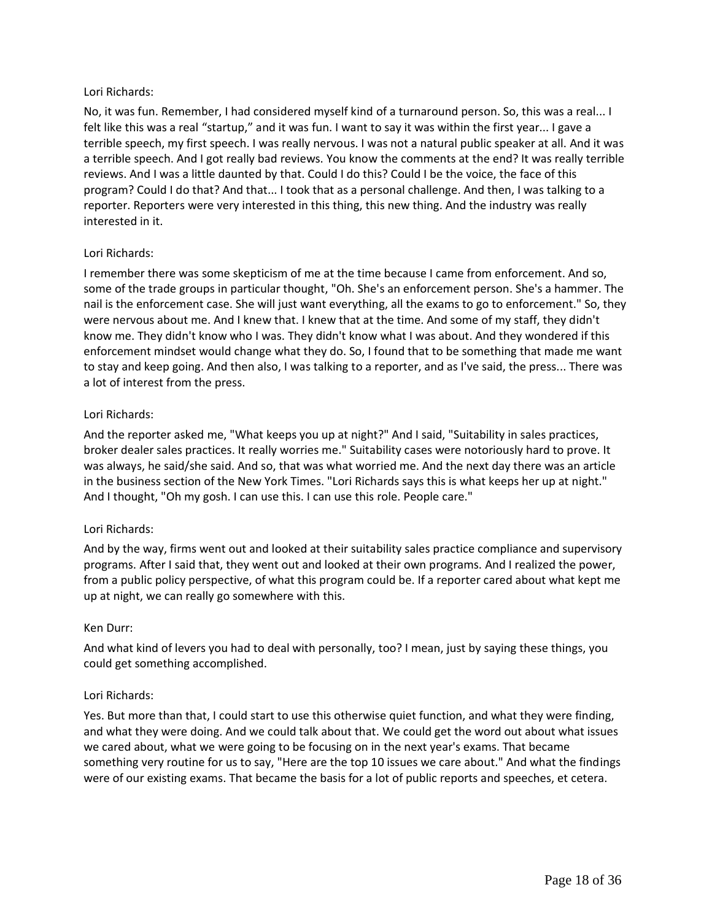Lori Richards:

No, it was fun. Remember, I had considered myself kind of a turnaround person. So, this was a real... I felt like this was a real "startup," and it was fun. I want to say it was within the first year... I gave a terrible speech, my first speech. I was really nervous. I was not a natural public speaker at all. And it was a terrible speech. And I got really bad reviews. You know the comments at the end? It was really terrible reviews. And I was a little daunted by that. Could I do this? Could I be the voice, the face of this program? Could I do that? And that... I took that as a personal challenge. And then, I was talking to a reporter. Reporters were very interested in this thing, this new thing. And the industry was really interested in it.

Lori Richards:

I remember there was some skepticism of me at the time because I came from enforcement. And so, some of the trade groups in particular thought, "Oh. She's an enforcement person. She's a hammer. The nail is the enforcement case. She will just want everything, all the exams to go to enforcement." So, they were nervous about me. And I knew that. I knew that at the time. And some of my staff, they didn't know me. They didn't know who I was. They didn't know what I was about. And they wondered if this enforcement mindset would change what they do. So, I found that to be something that made me want to stay and keep going. And then also, I was talking to a reporter, and as I've said, the press... There was a lot of interest from the press.

Lori Richards:

And the reporter asked me, "What keeps you up at night?" And I said, "Suitability in sales practices, broker dealer sales practices. It really worries me." Suitability cases were notoriously hard to prove. It was always, he said/she said. And so, that was what worried me. And the next day there was an article in the business section of the New York Times. "Lori Richards says this is what keeps her up at night." And I thought, "Oh my gosh. I can use this. I can use this role. People care."

Lori Richards:

And by the way, firms went out and looked at their suitability sales practice compliance and supervisory programs. After I said that, they went out and looked at their own programs. And I realized the power, from a public policy perspective, of what this program could be. If a reporter cared about what kept me up at night, we can really go somewhere with this.

Ken Durr:

And what kind of levers you had to deal with personally, too? I mean, just by saying these things, you could get something accomplished.

Lori Richards:

Yes. But more than that, I could start to use this otherwise quiet function, and what they were finding, and what they were doing. And we could talk about that. We could get the word out about what issues we cared about, what we were going to be focusing on in the next year's exams. That became something very routine for us to say, "Here are the top 10 issues we care about." And what the findings were of our existing exams. That became the basis for a lot of public reports and speeches, et cetera.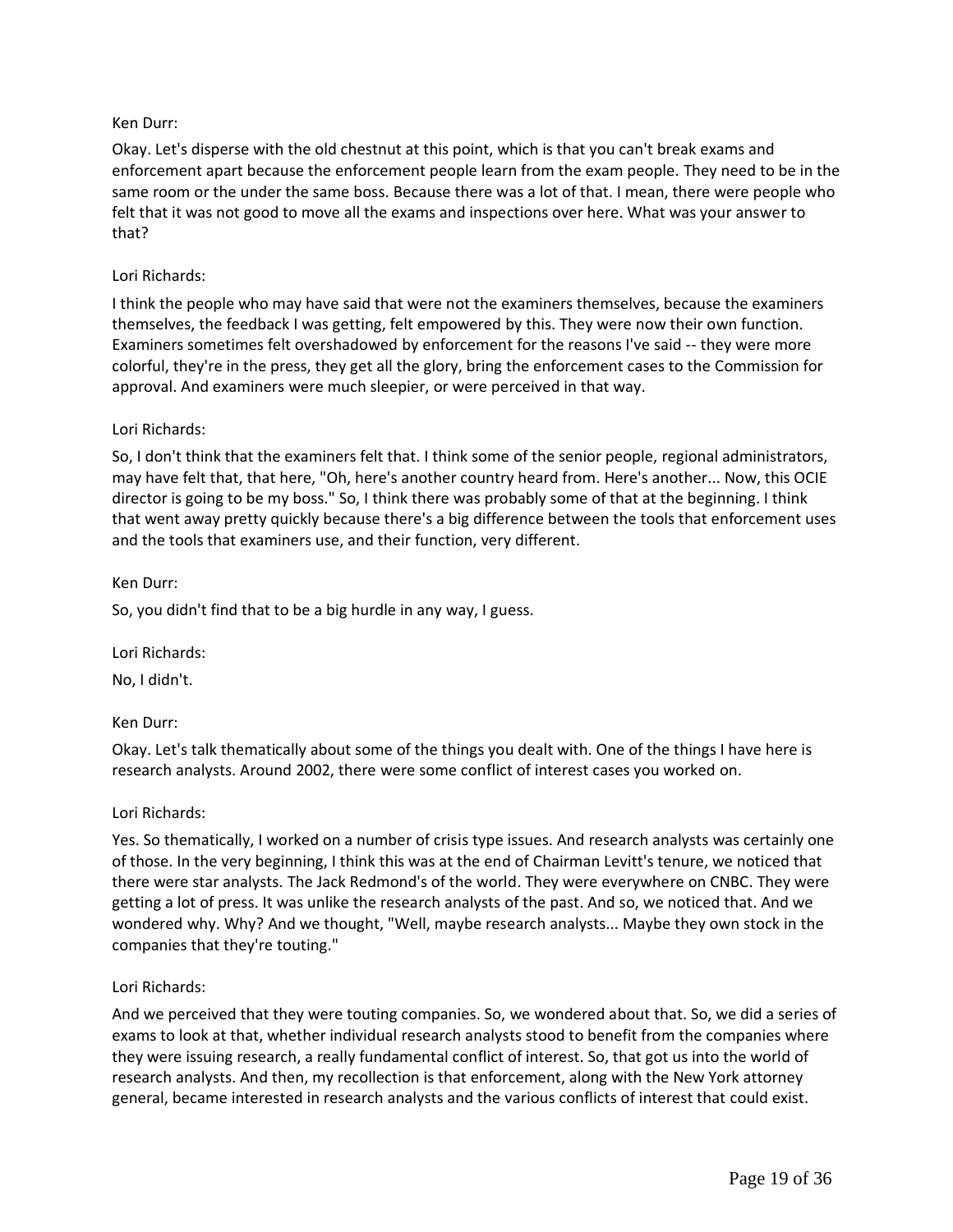Ken Durr:

Okay. Let's disperse with the old chestnut at this point, which is that you can't break exams and enforcement apart because the enforcement people learn from the exam people. They need to be in the same room or the under the same boss. Because there was a lot of that. I mean, there were people who felt that it was not good to move all the exams and inspections over here. What was your answer to that?

Lori Richards:

I think the people who may have said that were not the examiners themselves, because the examiners themselves, the feedback I was getting, felt empowered by this. They were now their own function. Examiners sometimes felt overshadowed by enforcement for the reasons I've said -- they were more colorful, they're in the press, they get all the glory, bring the enforcement cases to the Commission for approval. And examiners were much sleepier, or were perceived in that way.

Lori Richards:

So, I don't think that the examiners felt that. I think some of the senior people, regional administrators, may have felt that, that here, "Oh, here's another country heard from. Here's another... Now, this OCIE director is going to be my boss." So, I think there was probably some of that at the beginning. I think that went away pretty quickly because there's a big difference between the tools that enforcement uses and the tools that examiners use, and their function, very different.

Ken Durr:

So, you didn't find that to be a big hurdle in any way, I guess.

Lori Richards:

No, I didn't.

Ken Durr:

Okay. Let's talk thematically about some of the things you dealt with. One of the things I have here is research analysts. Around 2002, there were some conflict of interest cases you worked on.

Lori Richards:

Yes. So thematically, I worked on a number of crisis type issues. And research analysts was certainly one of those. In the very beginning, I think this was at the end of Chairman Levitt's tenure, we noticed that there were star analysts. The Jack Redmond's of the world. They were everywhere on CNBC. They were getting a lot of press. It was unlike the research analysts of the past. And so, we noticed that. And we wondered why. Why? And we thought, "Well, maybe research analysts... Maybe they own stock in the companies that they're touting."

Lori Richards:

And we perceived that they were touting companies. So, we wondered about that. So, we did a series of exams to look at that, whether individual research analysts stood to benefit from the companies where they were issuing research, a really fundamental conflict of interest. So, that got us into the world of research analysts. And then, my recollection is that enforcement, along with the New York attorney general, became interested in research analysts and the various conflicts of interest that could exist.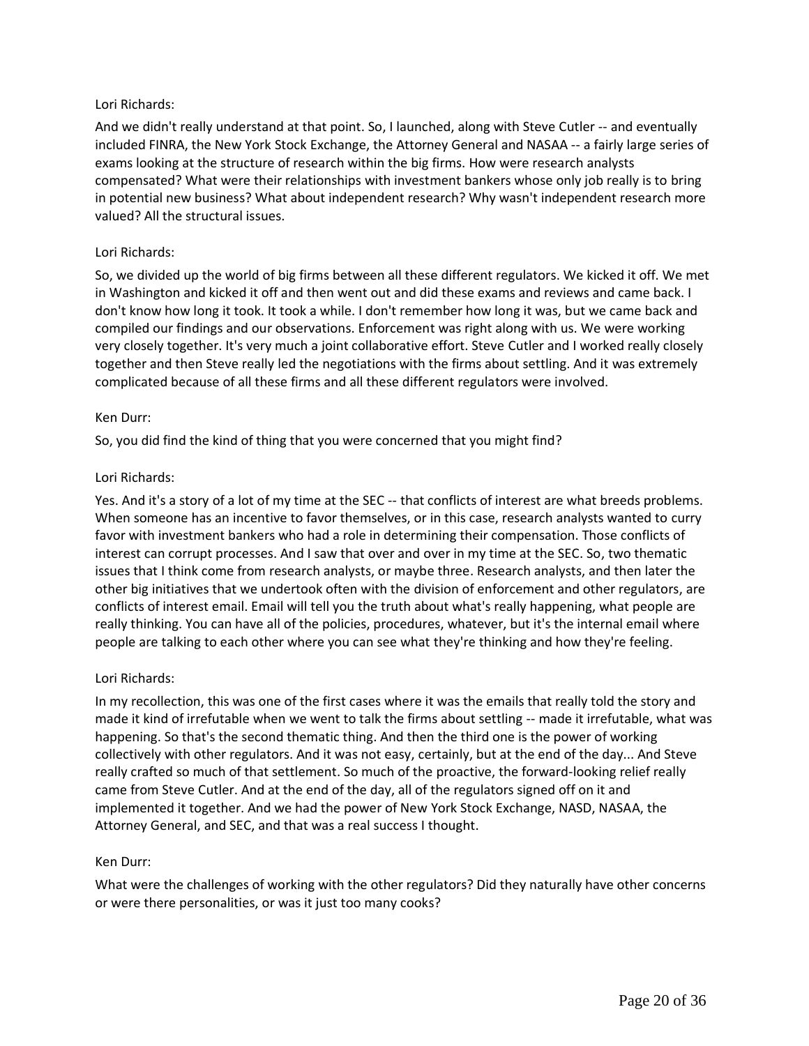Lori Richards:

And we didn't really understand at that point. So, I launched, along with Steve Cutler -- and eventually included FINRA, the New York Stock Exchange, the Attorney General and NASAA -- a fairly large series of exams looking at the structure of research within the big firms. How were research analysts compensated? What were their relationships with investment bankers whose only job really is to bring in potential new business? What about independent research? Why wasn't independent research more valued? All the structural issues.

Lori Richards:

So, we divided up the world of big firms between all these different regulators. We kicked it off. We met in Washington and kicked it off and then went out and did these exams and reviews and came back. I don't know how long it took. It took a while. I don't remember how long it was, but we came back and compiled our findings and our observations. Enforcement was right along with us. We were working very closely together. It's very much a joint collaborative effort. Steve Cutler and I worked really closely together and then Steve really led the negotiations with the firms about settling. And it was extremely complicated because of all these firms and all these different regulators were involved.

Ken Durr:

So, you did find the kind of thing that you were concerned that you might find?

Lori Richards:

Yes. And it's a story of a lot of my time at the SEC -- that conflicts of interest are what breeds problems. When someone has an incentive to favor themselves, or in this case, research analysts wanted to curry favor with investment bankers who had a role in determining their compensation. Those conflicts of interest can corrupt processes. And I saw that over and over in my time at the SEC. So, two thematic issues that I think come from research analysts, or maybe three. Research analysts, and then later the other big initiatives that we undertook often with the division of enforcement and other regulators, are conflicts of interest email. Email will tell you the truth about what's really happening, what people are really thinking. You can have all of the policies, procedures, whatever, but it's the internal email where people are talking to each other where you can see what they're thinking and how they're feeling.

Lori Richards:

In my recollection, this was one of the first cases where it was the emails that really told the story and made it kind of irrefutable when we went to talk the firms about settling -- made it irrefutable, what was happening. So that's the second thematic thing. And then the third one is the power of working collectively with other regulators. And it was not easy, certainly, but at the end of the day... And Steve really crafted so much of that settlement. So much of the proactive, the forward-looking relief really came from Steve Cutler. And at the end of the day, all of the regulators signed off on it and implemented it together. And we had the power of New York Stock Exchange, NASD, NASAA, the Attorney General, and SEC, and that was a real success I thought.

Ken Durr:

What were the challenges of working with the other regulators? Did they naturally have other concerns or were there personalities, or was it just too many cooks?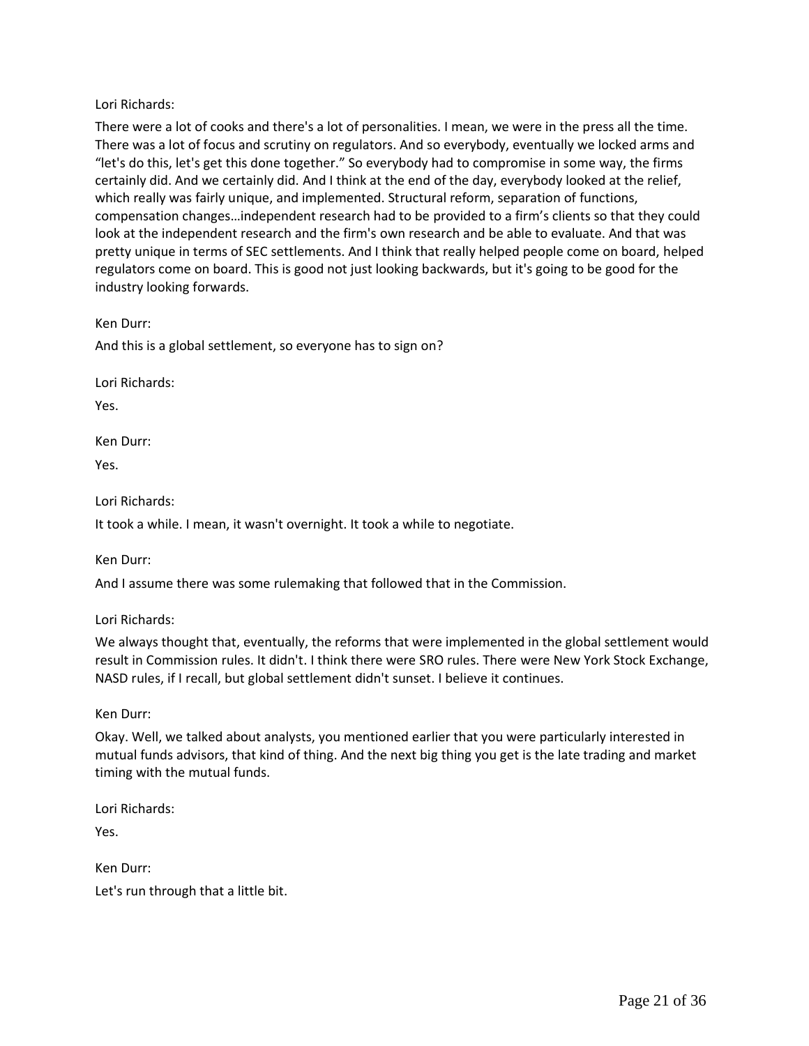Lori Richards:

There were a lot of cooks and there's a lot of personalities. I mean, we were in the press all the time. There was a lot of focus and scrutiny on regulators. And so everybody, eventually we locked arms and "let's do this, let's get this done together." So everybody had to compromise in some way, the firms certainly did. And we certainly did. And I think at the end of the day, everybody looked at the relief, which really was fairly unique, and implemented. Structural reform, separation of functions, compensation changes…independent research had to be provided to a firm's clients so that they could look at the independent research and the firm's own research and be able to evaluate. And that was pretty unique in terms of SEC settlements. And I think that really helped people come on board, helped regulators come on board. This is good not just looking backwards, but it's going to be good for the industry looking forwards.

Ken Durr:

And this is a global settlement, so everyone has to sign on?

Lori Richards:

Yes.

Ken Durr:

Yes.

Lori Richards:

It took a while. I mean, it wasn't overnight. It took a while to negotiate.

Ken Durr:

And I assume there was some rulemaking that followed that in the Commission.

Lori Richards:

We always thought that, eventually, the reforms that were implemented in the global settlement would result in Commission rules. It didn't. I think there were SRO rules. There were New York Stock Exchange, NASD rules, if I recall, but global settlement didn't sunset. I believe it continues.

Ken Durr:

Okay. Well, we talked about analysts, you mentioned earlier that you were particularly interested in mutual funds advisors, that kind of thing. And the next big thing you get is the late trading and market timing with the mutual funds.

Lori Richards:

Yes.

Ken Durr:

Let's run through that a little bit.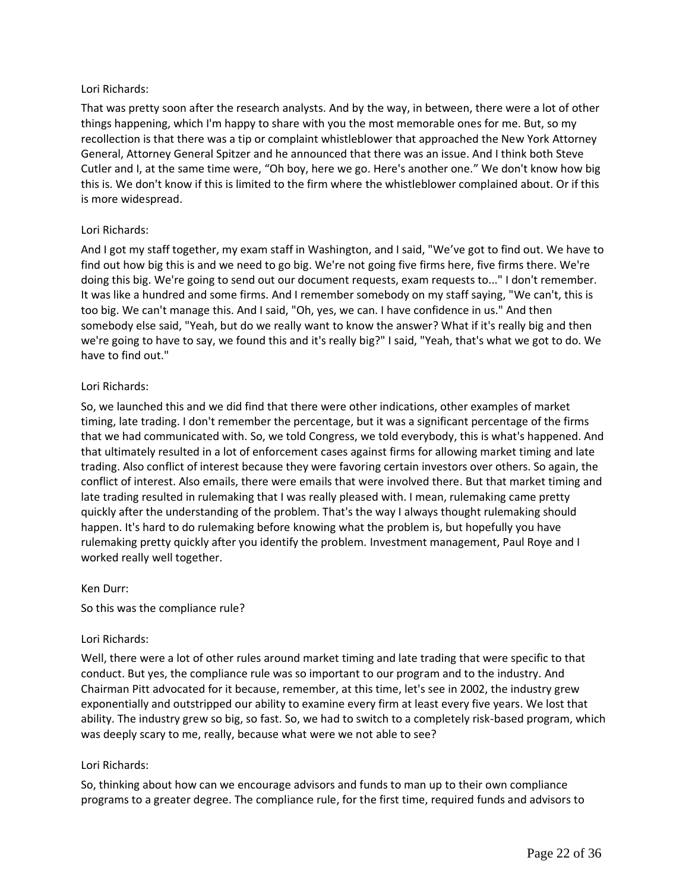Lori Richards:

That was pretty soon after the research analysts. And by the way, in between, there were a lot of other things happening, which I'm happy to share with you the most memorable ones for me. But, so my recollection is that there was a tip or complaint whistleblower that approached the New York Attorney General, Attorney General Spitzer and he announced that there was an issue. And I think both Steve Cutler and I, at the same time were, "Oh boy, here we go. Here's another one." We don't know how big this is. We don't know if this is limited to the firm where the whistleblower complained about. Or if this is more widespread.

Lori Richards:

And I got my staff together, my exam staff in Washington, and I said, "We've got to find out. We have to find out how big this is and we need to go big. We're not going five firms here, five firms there. We're doing this big. We're going to send out our document requests, exam requests to..." I don't remember. It was like a hundred and some firms. And I remember somebody on my staff saying, "We can't, this is too big. We can't manage this. And I said, "Oh, yes, we can. I have confidence in us." And then somebody else said, "Yeah, but do we really want to know the answer? What if it's really big and then we're going to have to say, we found this and it's really big?" I said, "Yeah, that's what we got to do. We have to find out."

Lori Richards:

So, we launched this and we did find that there were other indications, other examples of market timing, late trading. I don't remember the percentage, but it was a significant percentage of the firms that we had communicated with. So, we told Congress, we told everybody, this is what's happened. And that ultimately resulted in a lot of enforcement cases against firms for allowing market timing and late trading. Also conflict of interest because they were favoring certain investors over others. So again, the conflict of interest. Also emails, there were emails that were involved there. But that market timing and late trading resulted in rulemaking that I was really pleased with. I mean, rulemaking came pretty quickly after the understanding of the problem. That's the way I always thought rulemaking should happen. It's hard to do rulemaking before knowing what the problem is, but hopefully you have rulemaking pretty quickly after you identify the problem. Investment management, Paul Roye and I worked really well together.

Ken Durr:

So this was the compliance rule?

Lori Richards:

Well, there were a lot of other rules around market timing and late trading that were specific to that conduct. But yes, the compliance rule was so important to our program and to the industry. And Chairman Pitt advocated for it because, remember, at this time, let's see in 2002, the industry grew exponentially and outstripped our ability to examine every firm at least every five years. We lost that ability. The industry grew so big, so fast. So, we had to switch to a completely risk-based program, which was deeply scary to me, really, because what were we not able to see?

Lori Richards:

So, thinking about how can we encourage advisors and funds to man up to their own compliance programs to a greater degree. The compliance rule, for the first time, required funds and advisors to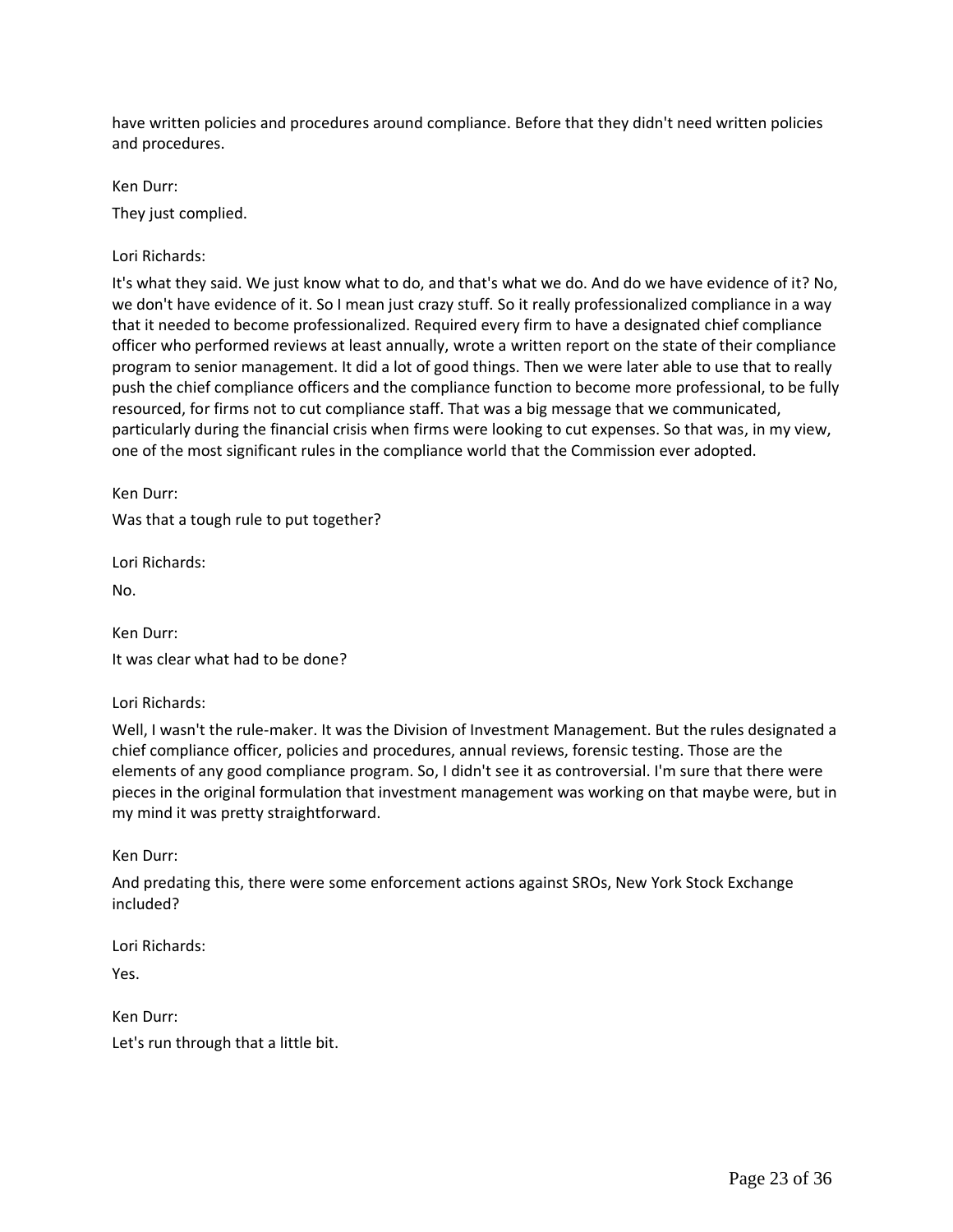have written policies and procedures around compliance. Before that they didn't need written policies and procedures.

Ken Durr:

They just complied.

Lori Richards:

It's what they said. We just know what to do, and that's what we do. And do we have evidence of it? No, we don't have evidence of it. So I mean just crazy stuff. So it really professionalized compliance in a way that it needed to become professionalized. Required every firm to have a designated chief compliance officer who performed reviews at least annually, wrote a written report on the state of their compliance program to senior management. It did a lot of good things. Then we were later able to use that to really push the chief compliance officers and the compliance function to become more professional, to be fully resourced, for firms not to cut compliance staff. That was a big message that we communicated, particularly during the financial crisis when firms were looking to cut expenses. So that was, in my view, one of the most significant rules in the compliance world that the Commission ever adopted.

Ken Durr:

Was that a tough rule to put together?

Lori Richards:

No.

Ken Durr:

It was clear what had to be done?

Lori Richards:

Well, I wasn't the rule-maker. It was the Division of Investment Management. But the rules designated a chief compliance officer, policies and procedures, annual reviews, forensic testing. Those are the elements of any good compliance program. So, I didn't see it as controversial. I'm sure that there were pieces in the original formulation that investment management was working on that maybe were, but in my mind it was pretty straightforward.

Ken Durr:

And predating this, there were some enforcement actions against SROs, New York Stock Exchange included?

Lori Richards:

Yes.

Ken Durr:

Let's run through that a little bit.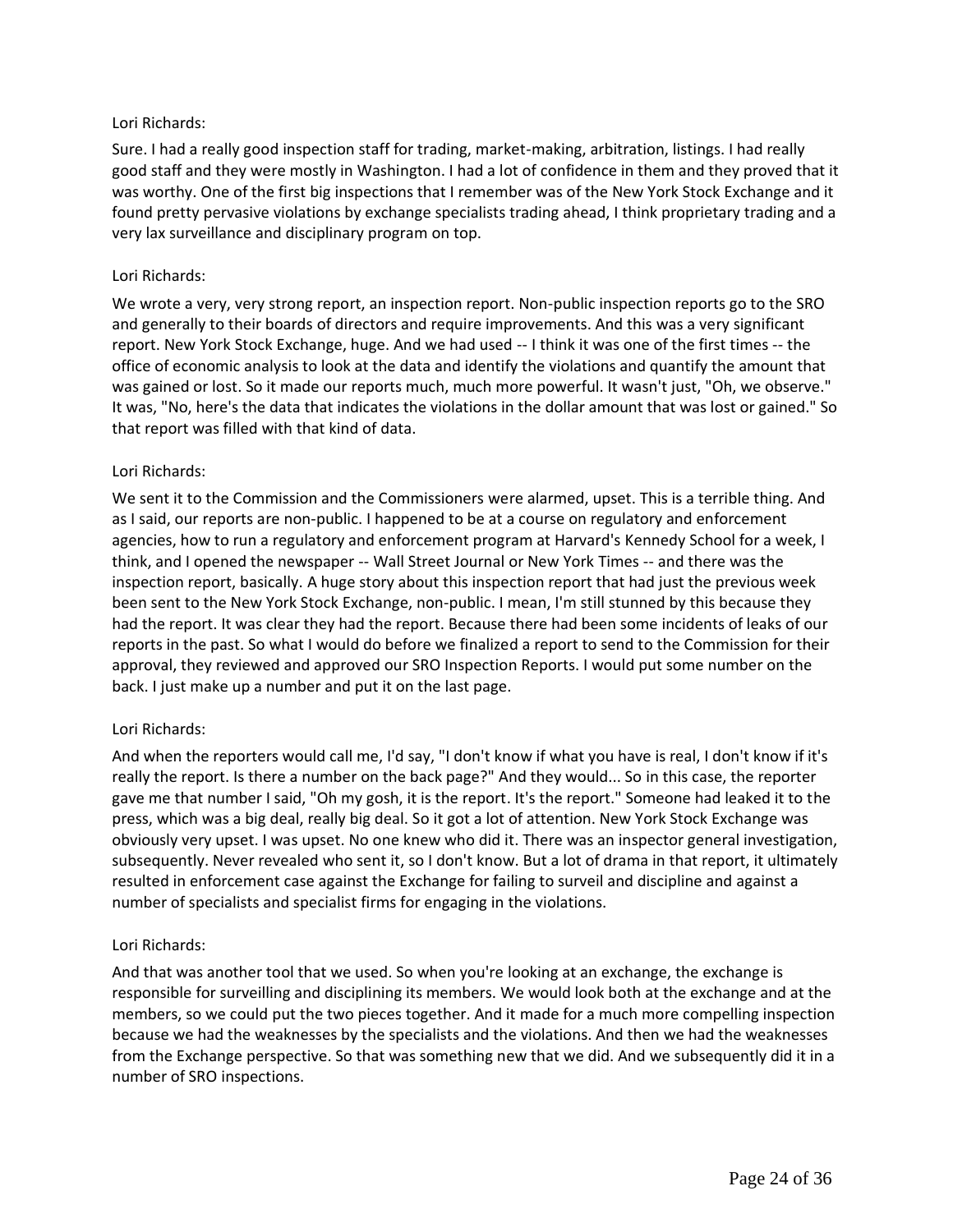Lori Richards:

Sure. I had a really good inspection staff for trading, market-making, arbitration, listings. I had really good staff and they were mostly in Washington. I had a lot of confidence in them and they proved that it was worthy. One of the first big inspections that I remember was of the New York Stock Exchange and it found pretty pervasive violations by exchange specialists trading ahead, I think proprietary trading and a very lax surveillance and disciplinary program on top.

Lori Richards:

We wrote a very, very strong report, an inspection report. Non-public inspection reports go to the SRO and generally to their boards of directors and require improvements. And this was a very significant report. New York Stock Exchange, huge. And we had used -- I think it was one of the first times -- the office of economic analysis to look at the data and identify the violations and quantify the amount that was gained or lost. So it made our reports much, much more powerful. It wasn't just, "Oh, we observe." It was, "No, here's the data that indicates the violations in the dollar amount that was lost or gained." So that report was filled with that kind of data.

Lori Richards:

We sent it to the Commission and the Commissioners were alarmed, upset. This is a terrible thing. And as I said, our reports are non-public. I happened to be at a course on regulatory and enforcement agencies, how to run a regulatory and enforcement program at Harvard's Kennedy School for a week, I think, and I opened the newspaper -- Wall Street Journal or New York Times -- and there was the inspection report, basically. A huge story about this inspection report that had just the previous week been sent to the New York Stock Exchange, non-public. I mean, I'm still stunned by this because they had the report. It was clear they had the report. Because there had been some incidents of leaks of our reports in the past. So what I would do before we finalized a report to send to the Commission for their approval, they reviewed and approved our SRO Inspection Reports. I would put some number on the back. I just make up a number and put it on the last page.

Lori Richards:

And when the reporters would call me, I'd say, "I don't know if what you have is real, I don't know if it's really the report. Is there a number on the back page?" And they would... So in this case, the reporter gave me that number I said, "Oh my gosh, it is the report. It's the report." Someone had leaked it to the press, which was a big deal, really big deal. So it got a lot of attention. New York Stock Exchange was obviously very upset. I was upset. No one knew who did it. There was an inspector general investigation, subsequently. Never revealed who sent it, so I don't know. But a lot of drama in that report, it ultimately resulted in enforcement case against the Exchange for failing to surveil and discipline and against a number of specialists and specialist firms for engaging in the violations.

Lori Richards:

And that was another tool that we used. So when you're looking at an exchange, the exchange is responsible for surveilling and disciplining its members. We would look both at the exchange and at the members, so we could put the two pieces together. And it made for a much more compelling inspection because we had the weaknesses by the specialists and the violations. And then we had the weaknesses from the Exchange perspective. So that was something new that we did. And we subsequently did it in a number of SRO inspections.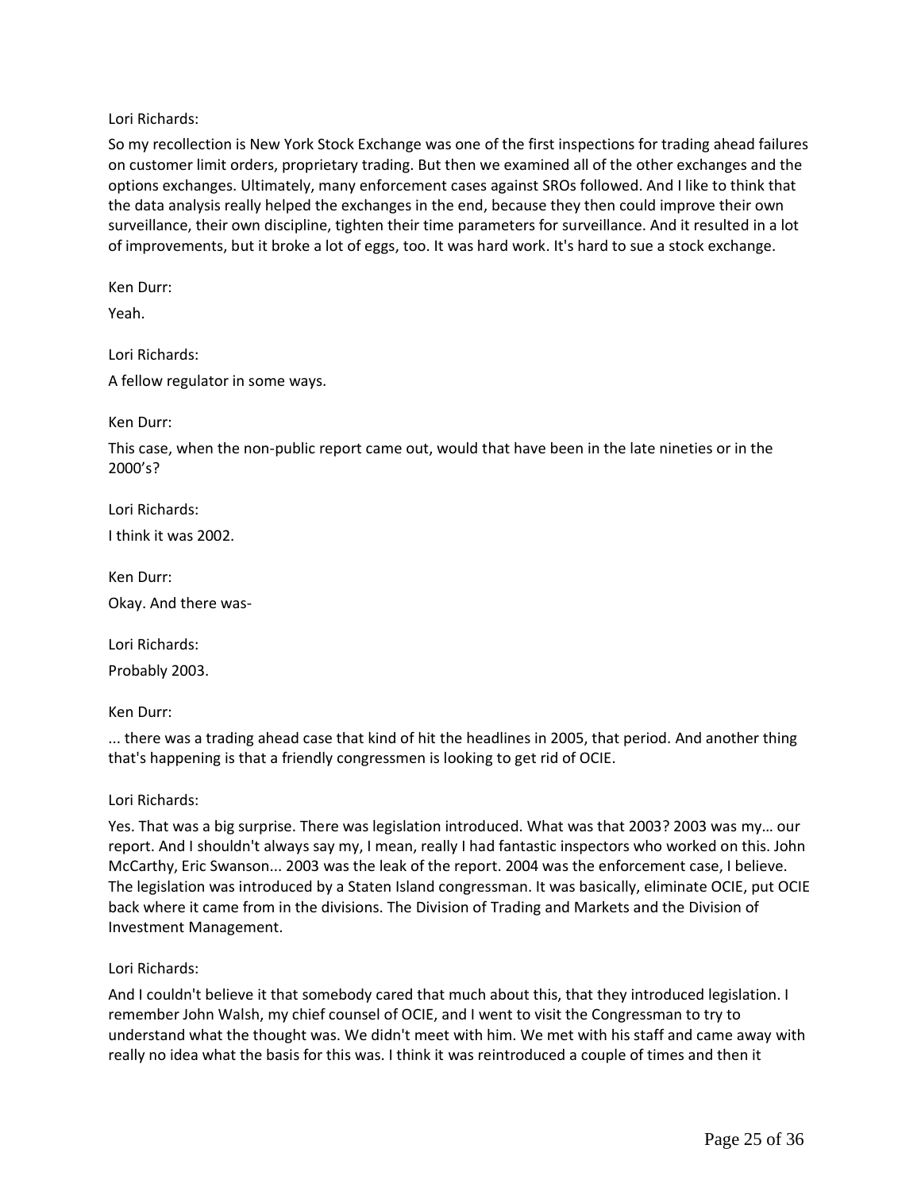Lori Richards:

So my recollection is New York Stock Exchange was one of the first inspections for trading ahead failures on customer limit orders, proprietary trading. But then we examined all of the other exchanges and the options exchanges. Ultimately, many enforcement cases against SROs followed. And I like to think that the data analysis really helped the exchanges in the end, because they then could improve their own surveillance, their own discipline, tighten their time parameters for surveillance. And it resulted in a lot of improvements, but it broke a lot of eggs, too. It was hard work. It's hard to sue a stock exchange.

Ken Durr:

Yeah.

Lori Richards:

A fellow regulator in some ways.

Ken Durr:

This case, when the non-public report came out, would that have been in the late nineties or in the 2000's?

Lori Richards:

I think it was 2002.

Ken Durr:

Okay. And there was-

Lori Richards:

Probably 2003.

Ken Durr:

... there was a trading ahead case that kind of hit the headlines in 2005, that period. And another thing that's happening is that a friendly congressmen is looking to get rid of OCIE.

Lori Richards:

Yes. That was a big surprise. There was legislation introduced. What was that 2003? 2003 was my… our report. And I shouldn't always say my, I mean, really I had fantastic inspectors who worked on this. John McCarthy, Eric Swanson... 2003 was the leak of the report. 2004 was the enforcement case, I believe. The legislation was introduced by a Staten Island congressman. It was basically, eliminate OCIE, put OCIE back where it came from in the divisions. The Division of Trading and Markets and the Division of Investment Management.

Lori Richards:

And I couldn't believe it that somebody cared that much about this, that they introduced legislation. I remember John Walsh, my chief counsel of OCIE, and I went to visit the Congressman to try to understand what the thought was. We didn't meet with him. We met with his staff and came away with really no idea what the basis for this was. I think it was reintroduced a couple of times and then it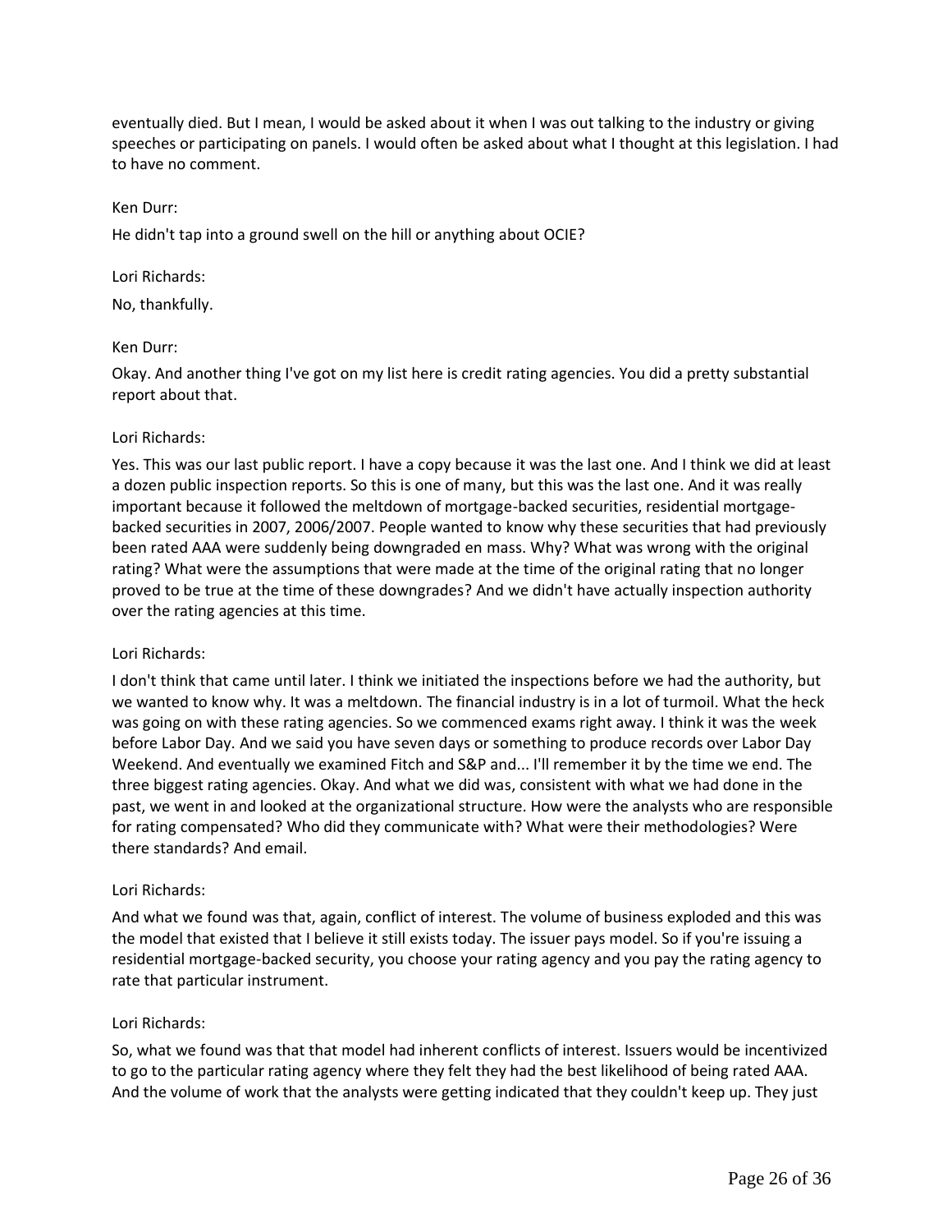eventually died. But I mean, I would be asked about it when I was out talking to the industry or giving speeches or participating on panels. I would often be asked about what I thought at this legislation. I had to have no comment.

Ken Durr:

He didn't tap into a ground swell on the hill or anything about OCIE?

Lori Richards:

No, thankfully.

Ken Durr:

Okay. And another thing I've got on my list here is credit rating agencies. You did a pretty substantial report about that.

Lori Richards:

Yes. This was our last public report. I have a copy because it was the last one. And I think we did at least a dozen public inspection reports. So this is one of many, but this was the last one. And it was really important because it followed the meltdown of mortgage-backed securities, residential mortgage-backed securities in 2007, 2006/2007. People wanted to know why these securities that had previously been rated AAA were suddenly being downgraded en mass. Why? What was wrong with the original rating? What were the assumptions that were made at the time of the original rating that no longer proved to be true at the time of these downgrades? And we didn't have actually inspection authority over the rating agencies at this time.

Lori Richards:

I don't think that came until later. I think we initiated the inspections before we had the authority, but we wanted to know why. It was a meltdown. The financial industry is in a lot of turmoil. What the heck was going on with these rating agencies. So we commenced exams right away. I think it was the week before Labor Day. And we said you have seven days or something to produce records over Labor Day Weekend. And eventually we examined Fitch and S&P and... I'll remember it by the time we end. The three biggest rating agencies. Okay. And what we did was, consistent with what we had done in the past, we went in and looked at the organizational structure. How were the analysts who are responsible for rating compensated? Who did they communicate with? What were their methodologies? Were there standards? And email.

Lori Richards:

And what we found was that, again, conflict of interest. The volume of business exploded and this was the model that existed that I believe it still exists today. The issuer pays model. So if you're issuing a residential mortgage-backed security, you choose your rating agency and you pay the rating agency to rate that particular instrument.

Lori Richards:

So, what we found was that that model had inherent conflicts of interest. Issuers would be incentivized to go to the particular rating agency where they felt they had the best likelihood of being rated AAA. And the volume of work that the analysts were getting indicated that they couldn't keep up. They just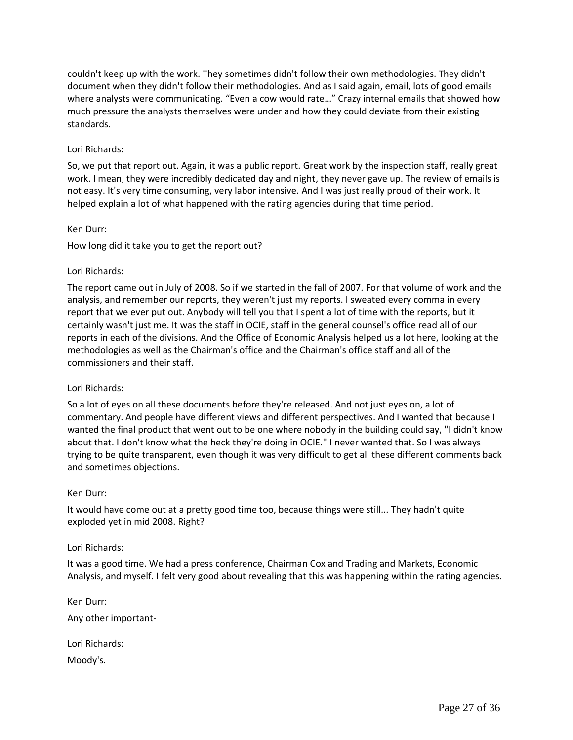couldn't keep up with the work. They sometimes didn't follow their own methodologies. They didn't document when they didn't follow their methodologies. And as I said again, email, lots of good emails where analysts were communicating. "Even a cow would rate…" Crazy internal emails that showed how much pressure the analysts themselves were under and how they could deviate from their existing standards.

Lori Richards:

So, we put that report out. Again, it was a public report. Great work by the inspection staff, really great work. I mean, they were incredibly dedicated day and night, they never gave up. The review of emails is not easy. It's very time consuming, very labor intensive. And I was just really proud of their work. It helped explain a lot of what happened with the rating agencies during that time period.

Ken Durr:

How long did it take you to get the report out?

Lori Richards:

The report came out in July of 2008. So if we started in the fall of 2007. For that volume of work and the analysis, and remember our reports, they weren't just my reports. I sweated every comma in every report that we ever put out. Anybody will tell you that I spent a lot of time with the reports, but it certainly wasn't just me. It was the staff in OCIE, staff in the general counsel's office read all of our reports in each of the divisions. And the Office of Economic Analysis helped us a lot here, looking at the methodologies as well as the Chairman's office and the Chairman's office staff and all of the commissioners and their staff.

Lori Richards:

So a lot of eyes on all these documents before they're released. And not just eyes on, a lot of commentary. And people have different views and different perspectives. And I wanted that because I wanted the final product that went out to be one where nobody in the building could say, "I didn't know about that. I don't know what the heck they're doing in OCIE." I never wanted that. So I was always trying to be quite transparent, even though it was very difficult to get all these different comments back and sometimes objections.

Ken Durr:

It would have come out at a pretty good time too, because things were still... They hadn't quite exploded yet in mid 2008. Right?

Lori Richards:

It was a good time. We had a press conference, Chairman Cox and Trading and Markets, Economic Analysis, and myself. I felt very good about revealing that this was happening within the rating agencies.

Ken Durr:

Any other important-

Lori Richards:

Moody's.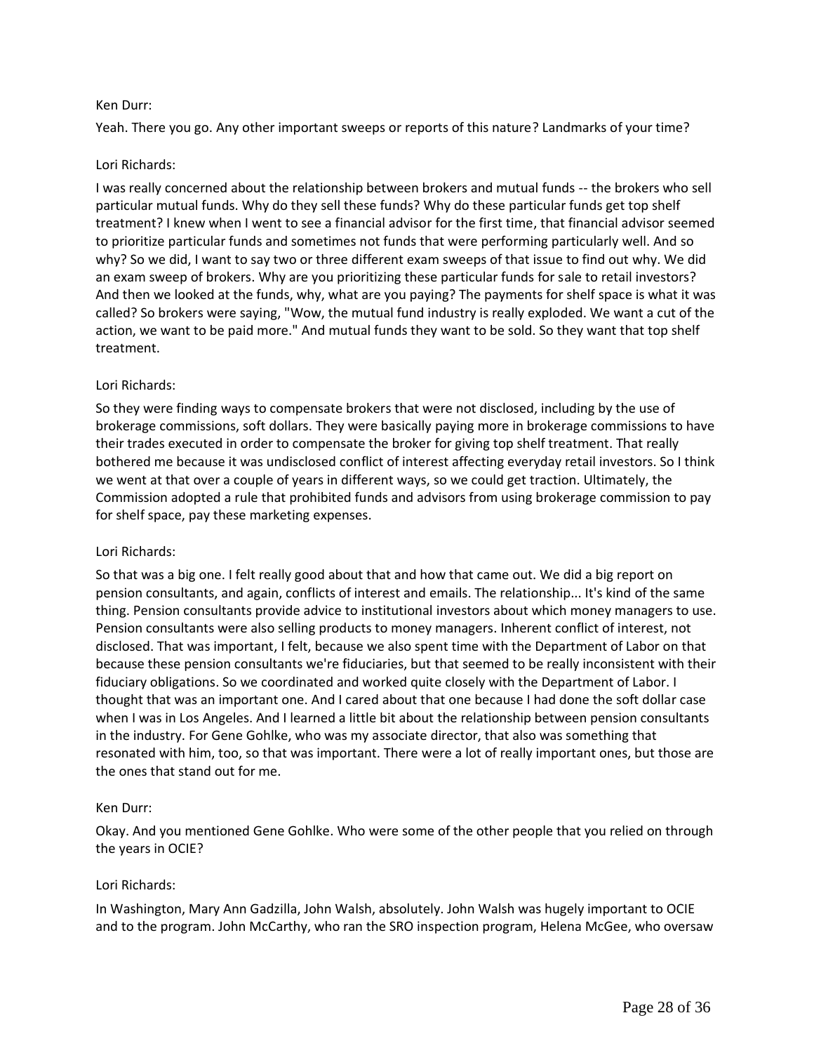Ken Durr:

Yeah. There you go. Any other important sweeps or reports of this nature? Landmarks of your time?

Lori Richards:

I was really concerned about the relationship between brokers and mutual funds -- the brokers who sell particular mutual funds. Why do they sell these funds? Why do these particular funds get top shelf treatment? I knew when I went to see a financial advisor for the first time, that financial advisor seemed to prioritize particular funds and sometimes not funds that were performing particularly well. And so why? So we did, I want to say two or three different exam sweeps of that issue to find out why. We did an exam sweep of brokers. Why are you prioritizing these particular funds for sale to retail investors? And then we looked at the funds, why, what are you paying? The payments for shelf space is what it was called? So brokers were saying, "Wow, the mutual fund industry is really exploded. We want a cut of the action, we want to be paid more." And mutual funds they want to be sold. So they want that top shelf treatment.

Lori Richards:

So they were finding ways to compensate brokers that were not disclosed, including by the use of brokerage commissions, soft dollars. They were basically paying more in brokerage commissions to have their trades executed in order to compensate the broker for giving top shelf treatment. That really bothered me because it was undisclosed conflict of interest affecting everyday retail investors. So I think we went at that over a couple of years in different ways, so we could get traction. Ultimately, the Commission adopted a rule that prohibited funds and advisors from using brokerage commission to pay for shelf space, pay these marketing expenses.

Lori Richards:

So that was a big one. I felt really good about that and how that came out. We did a big report on pension consultants, and again, conflicts of interest and emails. The relationship... It's kind of the same thing. Pension consultants provide advice to institutional investors about which money managers to use. Pension consultants were also selling products to money managers. Inherent conflict of interest, not disclosed. That was important, I felt, because we also spent time with the Department of Labor on that because these pension consultants we're fiduciaries, but that seemed to be really inconsistent with their fiduciary obligations. So we coordinated and worked quite closely with the Department of Labor. I thought that was an important one. And I cared about that one because I had done the soft dollar case when I was in Los Angeles. And I learned a little bit about the relationship between pension consultants in the industry. For Gene Gohlke, who was my associate director, that also was something that resonated with him, too, so that was important. There were a lot of really important ones, but those are the ones that stand out for me.

Ken Durr:

Okay. And you mentioned Gene Gohlke. Who were some of the other people that you relied on through the years in OCIE?

Lori Richards:

In Washington, Mary Ann Gadzilla, John Walsh, absolutely. John Walsh was hugely important to OCIE and to the program. John McCarthy, who ran the SRO inspection program, Helena McGee, who oversaw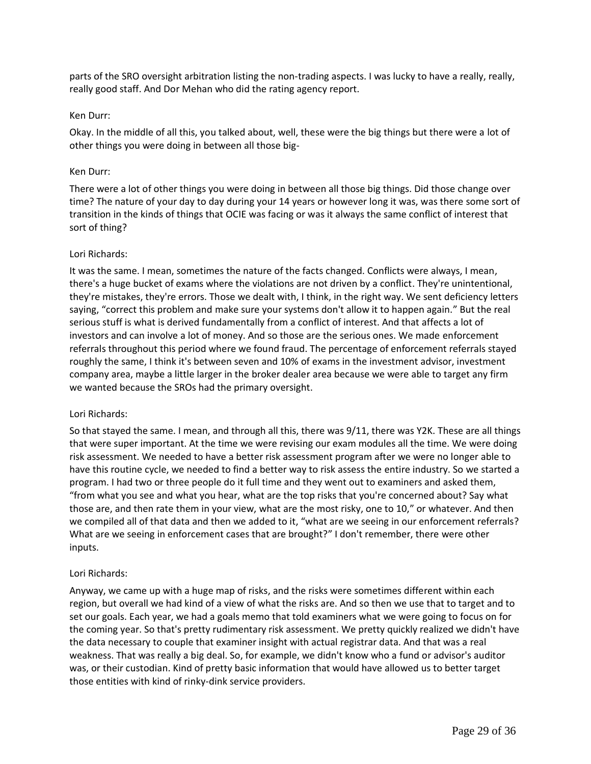parts of the SRO oversight arbitration listing the non-trading aspects. I was lucky to have a really, really, really good staff. And Dor Mehan who did the rating agency report.

Ken Durr:

Okay. In the middle of all this, you talked about, well, these were the big things but there were a lot of other things you were doing in between all those big-

Ken Durr:

There were a lot of other things you were doing in between all those big things. Did those change over time? The nature of your day to day during your 14 years or however long it was, was there some sort of transition in the kinds of things that OCIE was facing or was it always the same conflict of interest that sort of thing?

Lori Richards:

It was the same. I mean, sometimes the nature of the facts changed. Conflicts were always, I mean, there's a huge bucket of exams where the violations are not driven by a conflict. They're unintentional, they're mistakes, they're errors. Those we dealt with, I think, in the right way. We sent deficiency letters saying, "correct this problem and make sure your systems don't allow it to happen again." But the real serious stuff is what is derived fundamentally from a conflict of interest. And that affects a lot of investors and can involve a lot of money. And so those are the serious ones. We made enforcement referrals throughout this period where we found fraud. The percentage of enforcement referrals stayed roughly the same, I think it's between seven and 10% of exams in the investment advisor, investment company area, maybe a little larger in the broker dealer area because we were able to target any firm we wanted because the SROs had the primary oversight.

Lori Richards:

So that stayed the same. I mean, and through all this, there was 9/11, there was Y2K. These are all things that were super important. At the time we were revising our exam modules all the time. We were doing risk assessment. We needed to have a better risk assessment program after we were no longer able to have this routine cycle, we needed to find a better way to risk assess the entire industry. So we started a program. I had two or three people do it full time and they went out to examiners and asked them, "from what you see and what you hear, what are the top risks that you're concerned about? Say what those are, and then rate them in your view, what are the most risky, one to 10," or whatever. And then we compiled all of that data and then we added to it, "what are we seeing in our enforcement referrals? What are we seeing in enforcement cases that are brought?" I don't remember, there were other inputs.

Lori Richards:

Anyway, we came up with a huge map of risks, and the risks were sometimes different within each region, but overall we had kind of a view of what the risks are. And so then we use that to target and to set our goals. Each year, we had a goals memo that told examiners what we were going to focus on for the coming year. So that's pretty rudimentary risk assessment. We pretty quickly realized we didn't have the data necessary to couple that examiner insight with actual registrar data. And that was a real weakness. That was really a big deal. So, for example, we didn't know who a fund or advisor's auditor was, or their custodian. Kind of pretty basic information that would have allowed us to better target those entities with kind of rinky-dink service providers.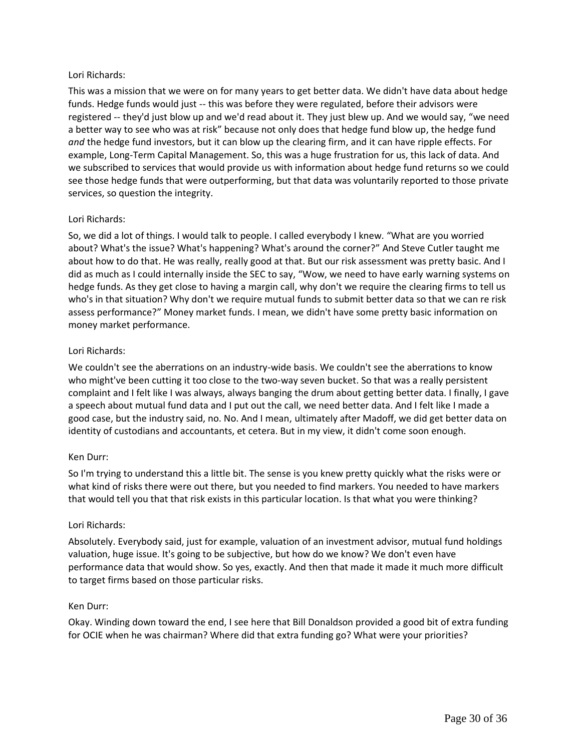Lori Richards:

This was a mission that we were on for many years to get better data. We didn't have data about hedge funds. Hedge funds would just -- this was before they were regulated, before their advisors were registered -- they'd just blow up and we'd read about it. They just blew up. And we would say, "we need a better way to see who was at risk" because not only does that hedge fund blow up, the hedge fund *and* the hedge fund investors, but it can blow up the clearing firm, and it can have ripple effects. For example, Long-Term Capital Management. So, this was a huge frustration for us, this lack of data. And we subscribed to services that would provide us with information about hedge fund returns so we could see those hedge funds that were outperforming, but that data was voluntarily reported to those private services, so question the integrity.

Lori Richards:

So, we did a lot of things. I would talk to people. I called everybody I knew. "What are you worried about? What's the issue? What's happening? What's around the corner?" And Steve Cutler taught me about how to do that. He was really, really good at that. But our risk assessment was pretty basic. And I did as much as I could internally inside the SEC to say, "Wow, we need to have early warning systems on hedge funds. As they get close to having a margin call, why don't we require the clearing firms to tell us who's in that situation? Why don't we require mutual funds to submit better data so that we can re risk assess performance?" Money market funds. I mean, we didn't have some pretty basic information on money market performance.

Lori Richards:

We couldn't see the aberrations on an industry-wide basis. We couldn't see the aberrations to know who might've been cutting it too close to the two-way seven bucket. So that was a really persistent complaint and I felt like I was always, always banging the drum about getting better data. I finally, I gave a speech about mutual fund data and I put out the call, we need better data. And I felt like I made a good case, but the industry said, no. No. And I mean, ultimately after Madoff, we did get better data on identity of custodians and accountants, et cetera. But in my view, it didn't come soon enough.

Ken Durr:

So I'm trying to understand this a little bit. The sense is you knew pretty quickly what the risks were or what kind of risks there were out there, but you needed to find markers. You needed to have markers that would tell you that that risk exists in this particular location. Is that what you were thinking?

Lori Richards:

Absolutely. Everybody said, just for example, valuation of an investment advisor, mutual fund holdings valuation, huge issue. It's going to be subjective, but how do we know? We don't even have performance data that would show. So yes, exactly. And then that made it made it much more difficult to target firms based on those particular risks.

Ken Durr:

Okay. Winding down toward the end, I see here that Bill Donaldson provided a good bit of extra funding for OCIE when he was chairman? Where did that extra funding go? What were your priorities?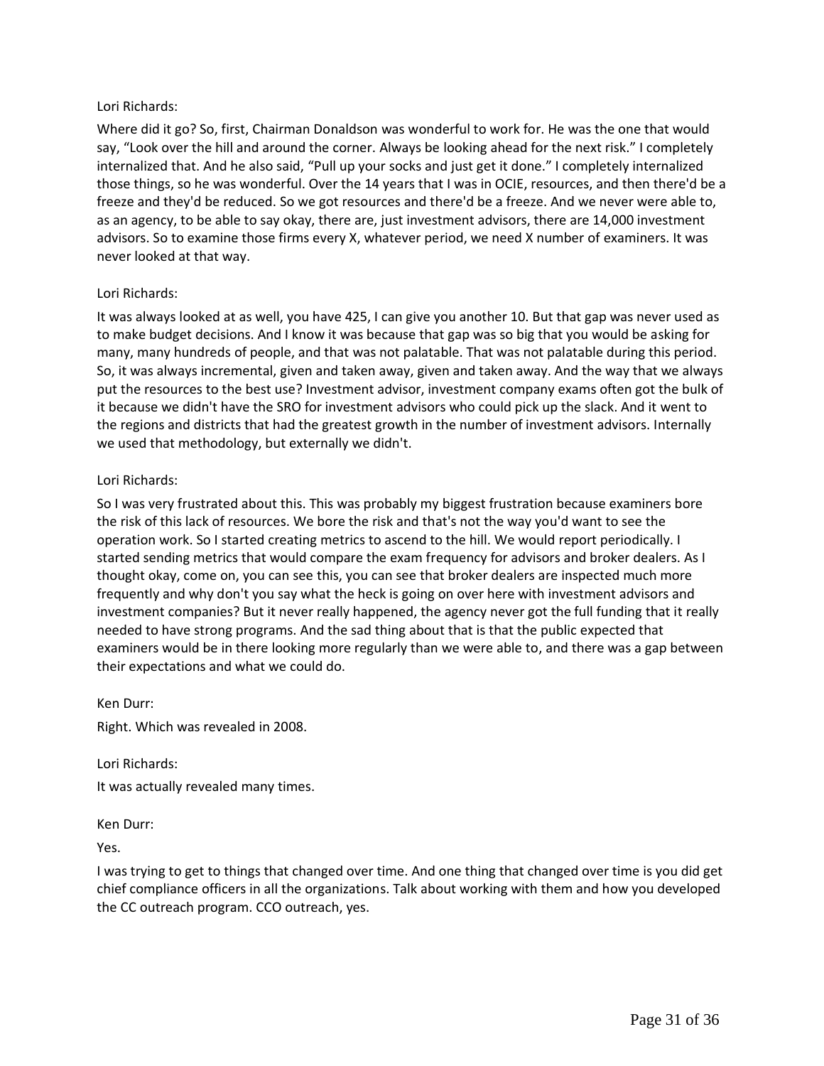Lori Richards:

Where did it go? So, first, Chairman Donaldson was wonderful to work for. He was the one that would say, "Look over the hill and around the corner. Always be looking ahead for the next risk." I completely internalized that. And he also said, "Pull up your socks and just get it done." I completely internalized those things, so he was wonderful. Over the 14 years that I was in OCIE, resources, and then there'd be a freeze and they'd be reduced. So we got resources and there'd be a freeze. And we never were able to, as an agency, to be able to say okay, there are, just investment advisors, there are 14,000 investment advisors. So to examine those firms every X, whatever period, we need X number of examiners. It was never looked at that way.

Lori Richards:

It was always looked at as well, you have 425, I can give you another 10. But that gap was never used as to make budget decisions. And I know it was because that gap was so big that you would be asking for many, many hundreds of people, and that was not palatable. That was not palatable during this period. So, it was always incremental, given and taken away, given and taken away. And the way that we always put the resources to the best use? Investment advisor, investment company exams often got the bulk of it because we didn't have the SRO for investment advisors who could pick up the slack. And it went to the regions and districts that had the greatest growth in the number of investment advisors. Internally we used that methodology, but externally we didn't.

Lori Richards:

So I was very frustrated about this. This was probably my biggest frustration because examiners bore the risk of this lack of resources. We bore the risk and that's not the way you'd want to see the operation work. So I started creating metrics to ascend to the hill. We would report periodically. I started sending metrics that would compare the exam frequency for advisors and broker dealers. As I thought okay, come on, you can see this, you can see that broker dealers are inspected much more frequently and why don't you say what the heck is going on over here with investment advisors and investment companies? But it never really happened, the agency never got the full funding that it really needed to have strong programs. And the sad thing about that is that the public expected that examiners would be in there looking more regularly than we were able to, and there was a gap between their expectations and what we could do.

Ken Durr:

Right. Which was revealed in 2008.

Lori Richards:

It was actually revealed many times.

Ken Durr:

Yes.

I was trying to get to things that changed over time. And one thing that changed over time is you did get chief compliance officers in all the organizations. Talk about working with them and how you developed the CC outreach program. CCO outreach, yes.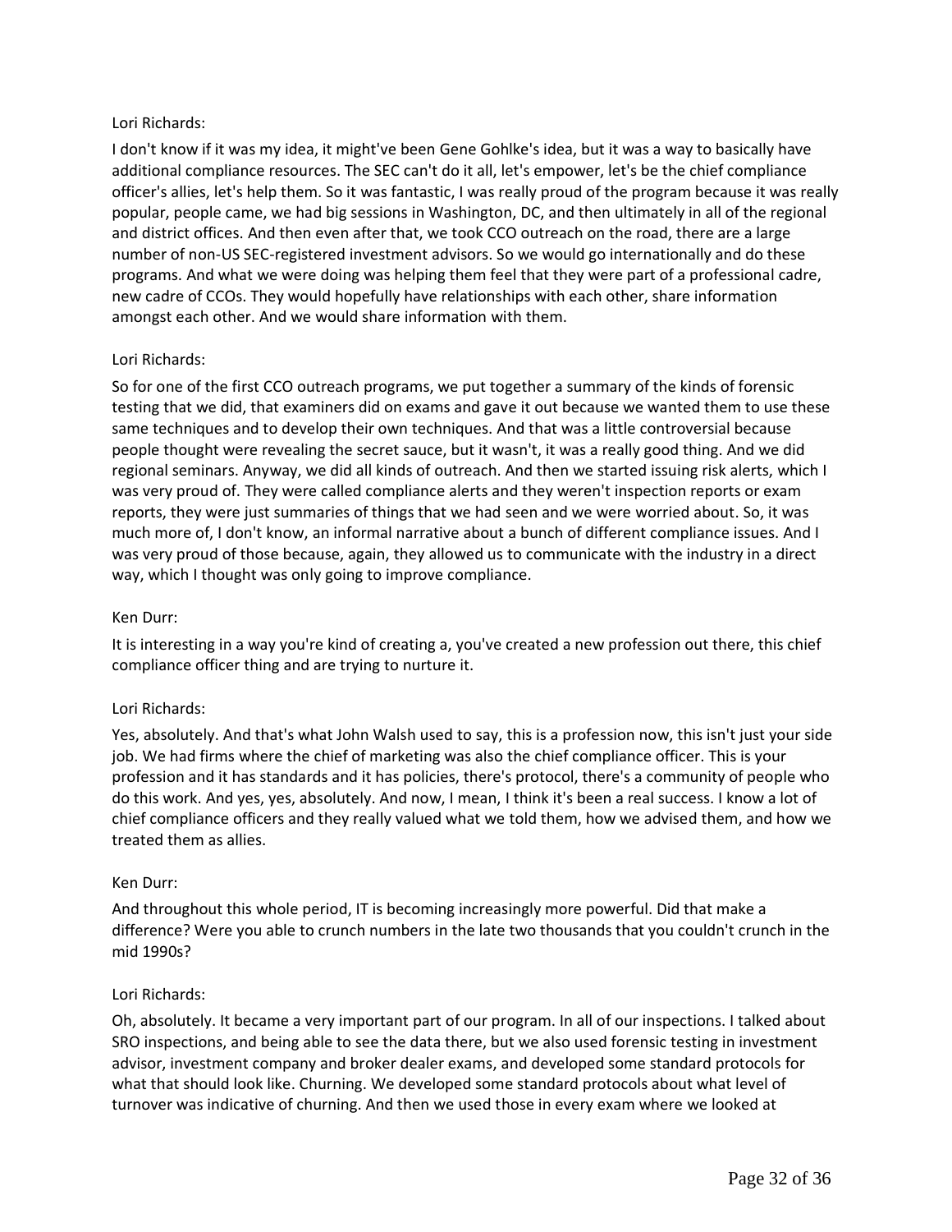Lori Richards:

I don't know if it was my idea, it might've been Gene Gohlke's idea, but it was a way to basically have additional compliance resources. The SEC can't do it all, let's empower, let's be the chief compliance officer's allies, let's help them. So it was fantastic, I was really proud of the program because it was really popular, people came, we had big sessions in Washington, DC, and then ultimately in all of the regional and district offices. And then even after that, we took CCO outreach on the road, there are a large number of non-US SEC-registered investment advisors. So we would go internationally and do these programs. And what we were doing was helping them feel that they were part of a professional cadre, new cadre of CCOs. They would hopefully have relationships with each other, share information amongst each other. And we would share information with them.

Lori Richards:

So for one of the first CCO outreach programs, we put together a summary of the kinds of forensic testing that we did, that examiners did on exams and gave it out because we wanted them to use these same techniques and to develop their own techniques. And that was a little controversial because people thought were revealing the secret sauce, but it wasn't, it was a really good thing. And we did regional seminars. Anyway, we did all kinds of outreach. And then we started issuing risk alerts, which I was very proud of. They were called compliance alerts and they weren't inspection reports or exam reports, they were just summaries of things that we had seen and we were worried about. So, it was much more of, I don't know, an informal narrative about a bunch of different compliance issues. And I was very proud of those because, again, they allowed us to communicate with the industry in a direct way, which I thought was only going to improve compliance.

Ken Durr:

It is interesting in a way you're kind of creating a, you've created a new profession out there, this chief compliance officer thing and are trying to nurture it.

Lori Richards:

Yes, absolutely. And that's what John Walsh used to say, this is a profession now, this isn't just your side job. We had firms where the chief of marketing was also the chief compliance officer. This is your profession and it has standards and it has policies, there's protocol, there's a community of people who do this work. And yes, yes, absolutely. And now, I mean, I think it's been a real success. I know a lot of chief compliance officers and they really valued what we told them, how we advised them, and how we treated them as allies.

Ken Durr:

And throughout this whole period, IT is becoming increasingly more powerful. Did that make a difference? Were you able to crunch numbers in the late two thousands that you couldn't crunch in the mid 1990s?

Lori Richards:

Oh, absolutely. It became a very important part of our program. In all of our inspections. I talked about SRO inspections, and being able to see the data there, but we also used forensic testing in investment advisor, investment company and broker dealer exams, and developed some standard protocols for what that should look like. Churning. We developed some standard protocols about what level of turnover was indicative of churning. And then we used those in every exam where we looked at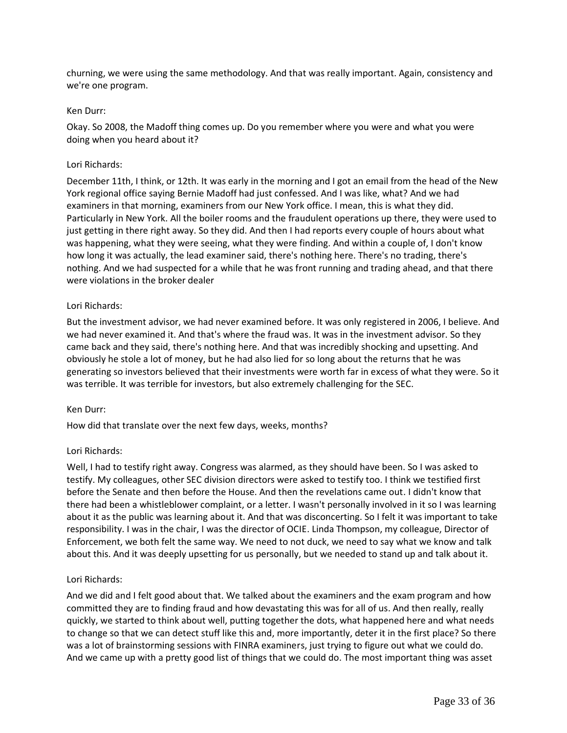churning, we were using the same methodology. And that was really important. Again, consistency and we're one program.

Ken Durr:

Okay. So 2008, the Madoff thing comes up. Do you remember where you were and what you were doing when you heard about it?

Lori Richards:

December 11th, I think, or 12th. It was early in the morning and I got an email from the head of the New York regional office saying Bernie Madoff had just confessed. And I was like, what? And we had examiners in that morning, examiners from our New York office. I mean, this is what they did. Particularly in New York. All the boiler rooms and the fraudulent operations up there, they were used to just getting in there right away. So they did. And then I had reports every couple of hours about what was happening, what they were seeing, what they were finding. And within a couple of, I don't know how long it was actually, the lead examiner said, there's nothing here. There's no trading, there's nothing. And we had suspected for a while that he was front running and trading ahead, and that there were violations in the broker dealer

Lori Richards:

But the investment advisor, we had never examined before. It was only registered in 2006, I believe. And we had never examined it. And that's where the fraud was. It was in the investment advisor. So they came back and they said, there's nothing here. And that was incredibly shocking and upsetting. And obviously he stole a lot of money, but he had also lied for so long about the returns that he was generating so investors believed that their investments were worth far in excess of what they were. So it was terrible. It was terrible for investors, but also extremely challenging for the SEC.

Ken Durr:

How did that translate over the next few days, weeks, months?

Lori Richards:

Well, I had to testify right away. Congress was alarmed, as they should have been. So I was asked to testify. My colleagues, other SEC division directors were asked to testify too. I think we testified first before the Senate and then before the House. And then the revelations came out. I didn't know that there had been a whistleblower complaint, or a letter. I wasn't personally involved in it so I was learning about it as the public was learning about it. And that was disconcerting. So I felt it was important to take responsibility. I was in the chair, I was the director of OCIE. Linda Thompson, my colleague, Director of Enforcement, we both felt the same way. We need to not duck, we need to say what we know and talk about this. And it was deeply upsetting for us personally, but we needed to stand up and talk about it.

Lori Richards:

And we did and I felt good about that. We talked about the examiners and the exam program and how committed they are to finding fraud and how devastating this was for all of us. And then really, really quickly, we started to think about well, putting together the dots, what happened here and what needs to change so that we can detect stuff like this and, more importantly, deter it in the first place? So there was a lot of brainstorming sessions with FINRA examiners, just trying to figure out what we could do. And we came up with a pretty good list of things that we could do. The most important thing was asset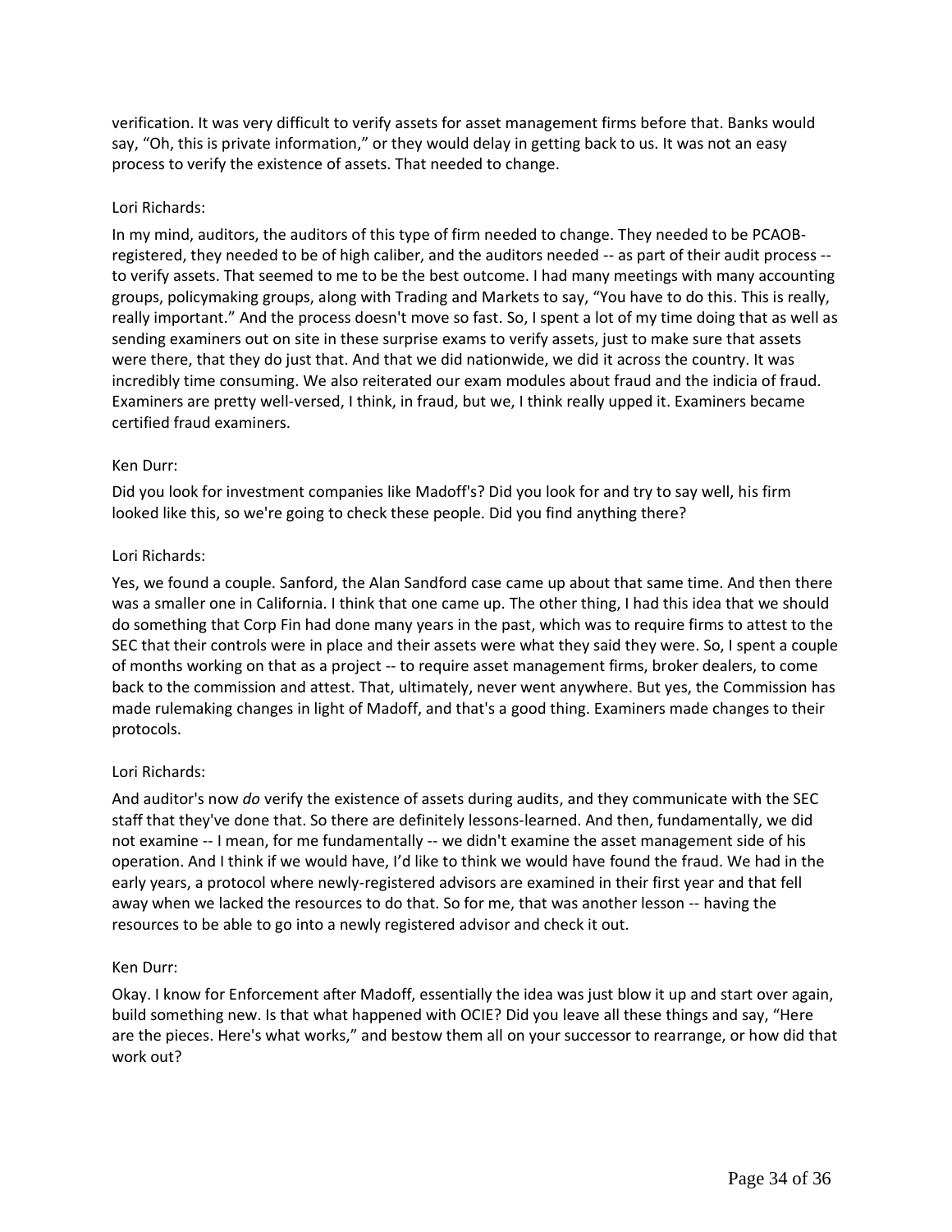verification. It was very difficult to verify assets for asset management firms before that. Banks would say, "Oh, this is private information," or they would delay in getting back to us. It was not an easy process to verify the existence of assets. That needed to change.

Lori Richards:

In my mind, auditors, the auditors of this type of firm needed to change. They needed to be PCAOB-registered, they needed to be of high caliber, and the auditors needed -- as part of their audit process -- to verify assets. That seemed to me to be the best outcome. I had many meetings with many accounting groups, policymaking groups, along with Trading and Markets to say, "You have to do this. This is really, really important." And the process doesn't move so fast. So, I spent a lot of my time doing that as well as sending examiners out on site in these surprise exams to verify assets, just to make sure that assets were there, that they do just that. And that we did nationwide, we did it across the country. It was incredibly time consuming. We also reiterated our exam modules about fraud and the indicia of fraud. Examiners are pretty well-versed, I think, in fraud, but we, I think really upped it. Examiners became certified fraud examiners.

Ken Durr:

Did you look for investment companies like Madoff's? Did you look for and try to say well, his firm looked like this, so we're going to check these people. Did you find anything there?

Lori Richards:

Yes, we found a couple. Sanford, the Alan Sandford case came up about that same time. And then there was a smaller one in California. I think that one came up. The other thing, I had this idea that we should do something that Corp Fin had done many years in the past, which was to require firms to attest to the SEC that their controls were in place and their assets were what they said they were. So, I spent a couple of months working on that as a project -- to require asset management firms, broker dealers, to come back to the commission and attest. That, ultimately, never went anywhere. But yes, the Commission has made rulemaking changes in light of Madoff, and that's a good thing. Examiners made changes to their protocols.

Lori Richards:

And auditor's now *do* verify the existence of assets during audits, and they communicate with the SEC staff that they've done that. So there are definitely lessons-learned. And then, fundamentally, we did not examine -- I mean, for me fundamentally -- we didn't examine the asset management side of his operation. And I think if we would have, I'd like to think we would have found the fraud. We had in the early years, a protocol where newly-registered advisors are examined in their first year and that fell away when we lacked the resources to do that. So for me, that was another lesson -- having the resources to be able to go into a newly registered advisor and check it out.

Ken Durr:

Okay. I know for Enforcement after Madoff, essentially the idea was just blow it up and start over again, build something new. Is that what happened with OCIE? Did you leave all these things and say, "Here are the pieces. Here's what works," and bestow them all on your successor to rearrange, or how did that work out?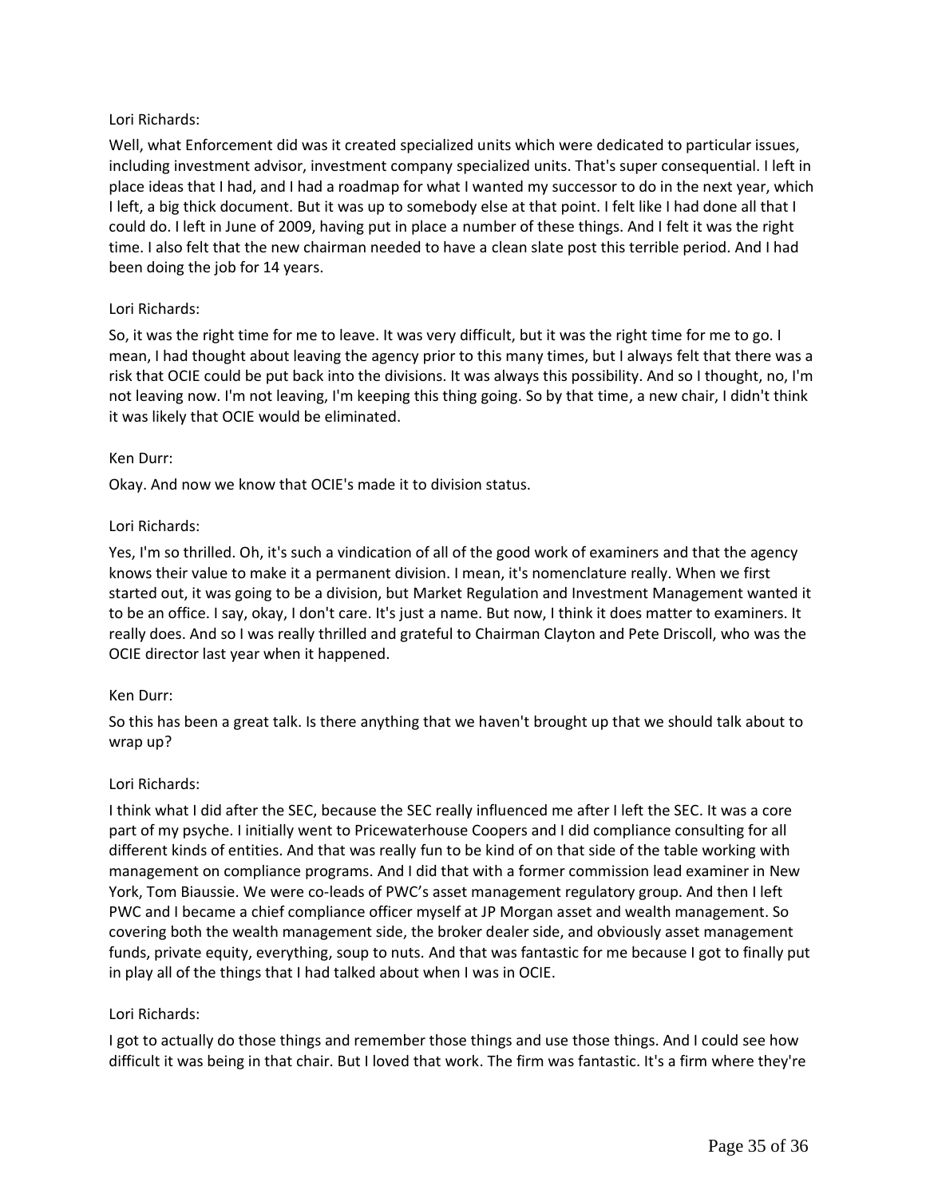Lori Richards:

Well, what Enforcement did was it created specialized units which were dedicated to particular issues, including investment advisor, investment company specialized units. That's super consequential. I left in place ideas that I had, and I had a roadmap for what I wanted my successor to do in the next year, which I left, a big thick document. But it was up to somebody else at that point. I felt like I had done all that I could do. I left in June of 2009, having put in place a number of these things. And I felt it was the right time. I also felt that the new chairman needed to have a clean slate post this terrible period. And I had been doing the job for 14 years.

Lori Richards:

So, it was the right time for me to leave. It was very difficult, but it was the right time for me to go. I mean, I had thought about leaving the agency prior to this many times, but I always felt that there was a risk that OCIE could be put back into the divisions. It was always this possibility. And so I thought, no, I'm not leaving now. I'm not leaving, I'm keeping this thing going. So by that time, a new chair, I didn't think it was likely that OCIE would be eliminated.

Ken Durr:

Okay. And now we know that OCIE's made it to division status.

Lori Richards:

Yes, I'm so thrilled. Oh, it's such a vindication of all of the good work of examiners and that the agency knows their value to make it a permanent division. I mean, it's nomenclature really. When we first started out, it was going to be a division, but Market Regulation and Investment Management wanted it to be an office. I say, okay, I don't care. It's just a name. But now, I think it does matter to examiners. It really does. And so I was really thrilled and grateful to Chairman Clayton and Pete Driscoll, who was the OCIE director last year when it happened.

Ken Durr:

So this has been a great talk. Is there anything that we haven't brought up that we should talk about to wrap up?

Lori Richards:

I think what I did after the SEC, because the SEC really influenced me after I left the SEC. It was a core part of my psyche. I initially went to Pricewaterhouse Coopers and I did compliance consulting for all different kinds of entities. And that was really fun to be kind of on that side of the table working with management on compliance programs. And I did that with a former commission lead examiner in New York, Tom Biaussie. We were co-leads of PWC's asset management regulatory group. And then I left PWC and I became a chief compliance officer myself at JP Morgan asset and wealth management. So covering both the wealth management side, the broker dealer side, and obviously asset management funds, private equity, everything, soup to nuts. And that was fantastic for me because I got to finally put in play all of the things that I had talked about when I was in OCIE.

Lori Richards:

I got to actually do those things and remember those things and use those things. And I could see how difficult it was being in that chair. But I loved that work. The firm was fantastic. It's a firm where they're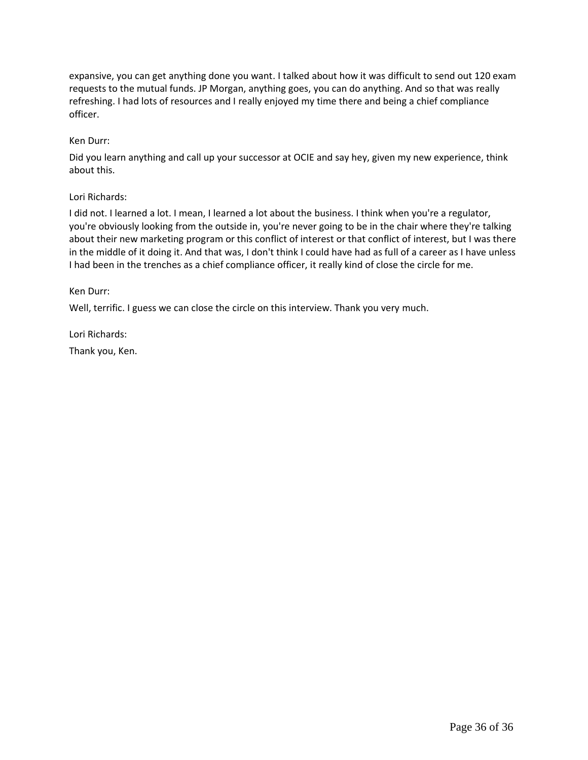expansive, you can get anything done you want. I talked about how it was difficult to send out 120 exam requests to the mutual funds. JP Morgan, anything goes, you can do anything. And so that was really refreshing. I had lots of resources and I really enjoyed my time there and being a chief compliance officer.

Ken Durr:

Did you learn anything and call up your successor at OCIE and say hey, given my new experience, think about this.

Lori Richards:

I did not. I learned a lot. I mean, I learned a lot about the business. I think when you're a regulator, you're obviously looking from the outside in, you're never going to be in the chair where they're talking about their new marketing program or this conflict of interest or that conflict of interest, but I was there in the middle of it doing it. And that was, I don't think I could have had as full of a career as I have unless I had been in the trenches as a chief compliance officer, it really kind of close the circle for me.

Ken Durr:

Well, terrific. I guess we can close the circle on this interview. Thank you very much.

Lori Richards:

Thank you, Ken.